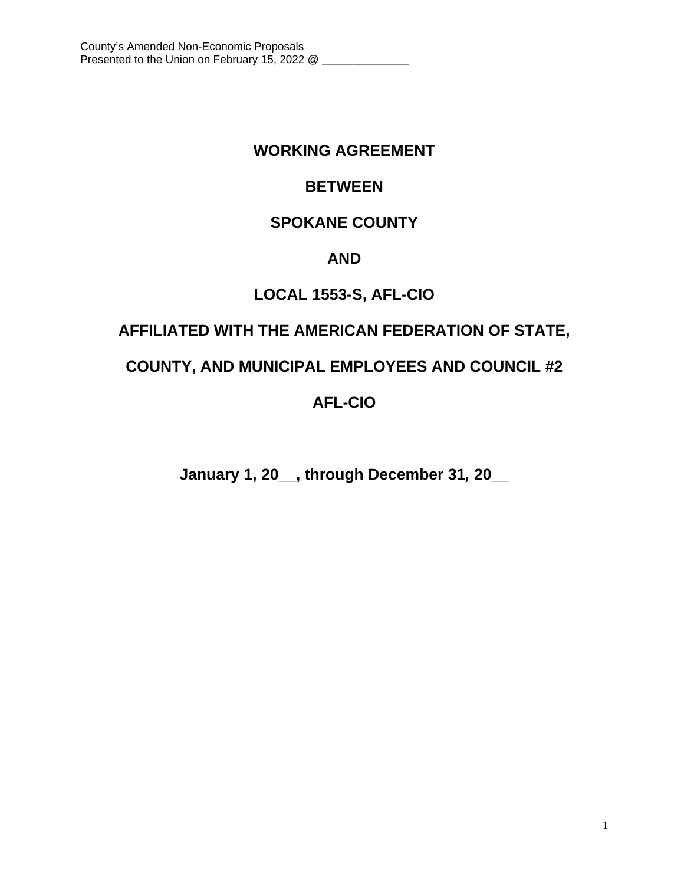# WORKING AGREEMENT

# BETWEEN

# SPOKANE COUNTY

# AND

# LOCAL 1553-S, AFL-CIO

# AFFILIATED WITH THE AMERICAN FEDERATION OF STATE, COUNTY, AND MUNICIPAL EMPLOYEES AND COUNCIL #2

# AFL-CIO

**January 1, 20__, through December 31, 20__**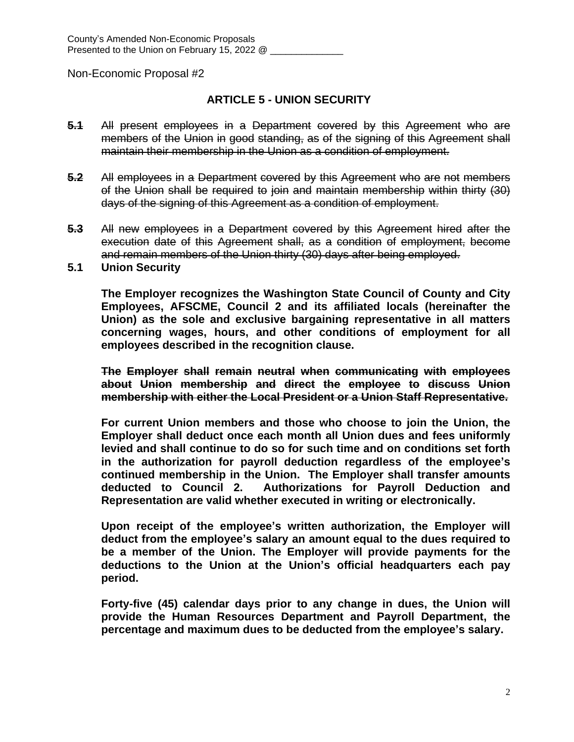County's Amended Non-Economic Proposals
Presented to the Union on February 15, 2022 @ ______________

Non-Economic Proposal #2

## ARTICLE 5 - UNION SECURITY

~~**5.1** All present employees in a Department covered by this Agreement who are members of the Union in good standing, as of the signing of this Agreement shall maintain their membership in the Union as a condition of employment.~~

~~**5.2** All employees in a Department covered by this Agreement who are not members of the Union shall be required to join and maintain membership within thirty (30) days of the signing of this Agreement as a condition of employment.~~

~~**5.3** All new employees in a Department covered by this Agreement hired after the execution date of this Agreement shall, as a condition of employment, become and remain members of the Union thirty (30) days after being employed.~~

**5.1 Union Security**

**The Employer recognizes the Washington State Council of County and City Employees, AFSCME, Council 2 and its affiliated locals (hereinafter the Union) as the sole and exclusive bargaining representative in all matters concerning wages, hours, and other conditions of employment for all employees described in the recognition clause.**

~~**The Employer shall remain neutral when communicating with employees about Union membership and direct the employee to discuss Union membership with either the Local President or a Union Staff Representative.**~~

**For current Union members and those who choose to join the Union, the Employer shall deduct once each month all Union dues and fees uniformly levied and shall continue to do so for such time and on conditions set forth in the authorization for payroll deduction regardless of the employee's continued membership in the Union. The Employer shall transfer amounts deducted to Council 2. Authorizations for Payroll Deduction and Representation are valid whether executed in writing or electronically.**

**Upon receipt of the employee's written authorization, the Employer will deduct from the employee's salary an amount equal to the dues required to be a member of the Union. The Employer will provide payments for the deductions to the Union at the Union's official headquarters each pay period.**

**Forty-five (45) calendar days prior to any change in dues, the Union will provide the Human Resources Department and Payroll Department, the percentage and maximum dues to be deducted from the employee's salary.**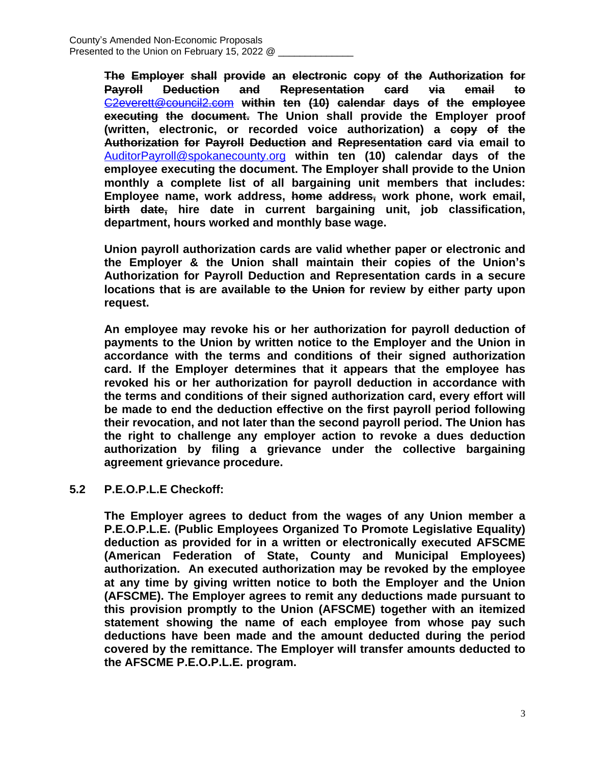**~~The Employer shall provide an electronic copy of the Authorization for Payroll Deduction and Representation card via email to~~ ~~C2everett@council2.com~~ within ten (10) ~~calendar days of the employee executing the document.~~ The Union shall provide the Employer proof (written, electronic, or recorded voice authorization) a ~~copy of the Authorization for Payroll Deduction and Representation card~~ via email to AuditorPayroll@spokanecounty.org within ten (10) calendar days of the employee executing the document. The Employer shall provide to the Union monthly a complete list of all bargaining unit members that includes: Employee name, work address, ~~home address,~~ work phone, work email, ~~birth date,~~ hire date in current bargaining unit, job classification, department, hours worked and monthly base wage.**

**Union payroll authorization cards are valid whether paper or electronic and the Employer & the Union shall maintain their copies of the Union's Authorization for Payroll Deduction and Representation cards in ~~a~~ secure locations that ~~is~~ are available ~~to the Union~~ for review by either party upon request.**

**An employee may revoke his or her authorization for payroll deduction of payments to the Union by written notice to the Employer and the Union in accordance with the terms and conditions of their signed authorization card. If the Employer determines that it appears that the employee has revoked his or her authorization for payroll deduction in accordance with the terms and conditions of their signed authorization card, every effort will be made to end the deduction effective on the first payroll period following their revocation, and not later than the second payroll period. The Union has the right to challenge any employer action to revoke a dues deduction authorization by filing a grievance under the collective bargaining agreement grievance procedure.**

**5.2 P.E.O.P.L.E Checkoff:**

**The Employer agrees to deduct from the wages of any Union member a P.E.O.P.L.E. (Public Employees Organized To Promote Legislative Equality) deduction as provided for in a written or electronically executed AFSCME (American Federation of State, County and Municipal Employees) authorization. An executed authorization may be revoked by the employee at any time by giving written notice to both the Employer and the Union (AFSCME). The Employer agrees to remit any deductions made pursuant to this provision promptly to the Union (AFSCME) together with an itemized statement showing the name of each employee from whose pay such deductions have been made and the amount deducted during the period covered by the remittance. The Employer will transfer amounts deducted to the AFSCME P.E.O.P.L.E. program.**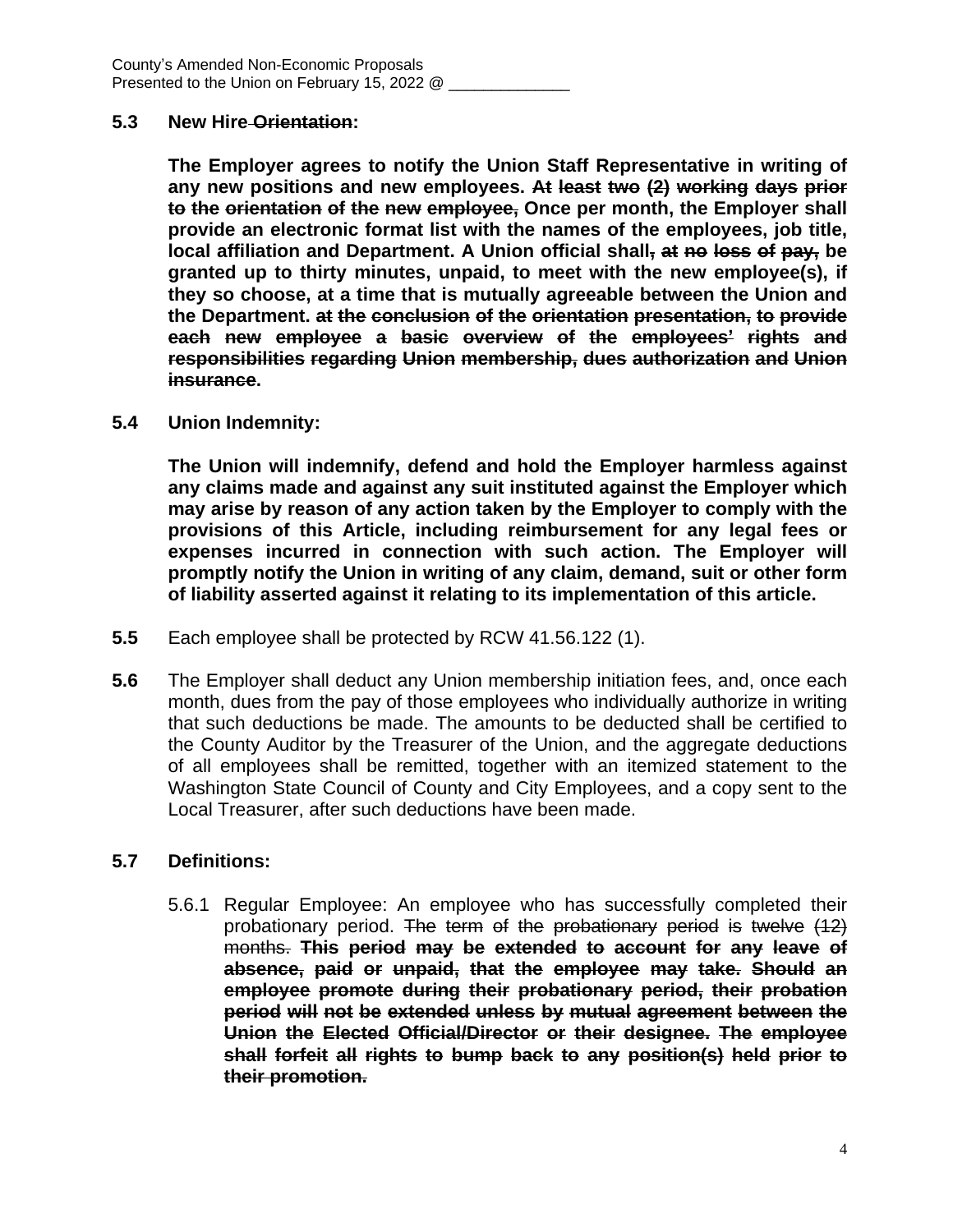**5.3 New Hire ~~Orientation~~:**

**The Employer agrees to notify the Union Staff Representative in writing of any new positions and new employees. ~~At least two (2) working days prior to the orientation of the new employee,~~ Once per month, the Employer shall provide an electronic format list with the names of the employees, job title, local affiliation and Department. A Union official shall~~, at no loss of pay,~~ be granted up to thirty minutes, unpaid, to meet with the new employee(s), if they so choose, at a time that is mutually agreeable between the Union and the Department. ~~at the conclusion of the orientation presentation, to provide each new employee a basic overview of the employees' rights and responsibilities regarding Union membership, dues authorization and Union insurance~~.**

**5.4 Union Indemnity:**

**The Union will indemnify, defend and hold the Employer harmless against any claims made and against any suit instituted against the Employer which may arise by reason of any action taken by the Employer to comply with the provisions of this Article, including reimbursement for any legal fees or expenses incurred in connection with such action. The Employer will promptly notify the Union in writing of any claim, demand, suit or other form of liability asserted against it relating to its implementation of this article.**

**5.5** Each employee shall be protected by RCW 41.56.122 (1).

**5.6** The Employer shall deduct any Union membership initiation fees, and, once each month, dues from the pay of those employees who individually authorize in writing that such deductions be made. The amounts to be deducted shall be certified to the County Auditor by the Treasurer of the Union, and the aggregate deductions of all employees shall be remitted, together with an itemized statement to the Washington State Council of County and City Employees, and a copy sent to the Local Treasurer, after such deductions have been made.

**5.7 Definitions:**

5.6.1 Regular Employee: An employee who has successfully completed their probationary period. ~~The term of the probationary period is twelve (12) months.~~ **~~This period may be extended to account for any leave of absence, paid or unpaid, that the employee may take. Should an employee promote during their probationary period, their probation period will not be extended unless by mutual agreement between the Union the Elected Official/Director or their designee. The employee shall forfeit all rights to bump back to any position(s) held prior to their promotion.~~**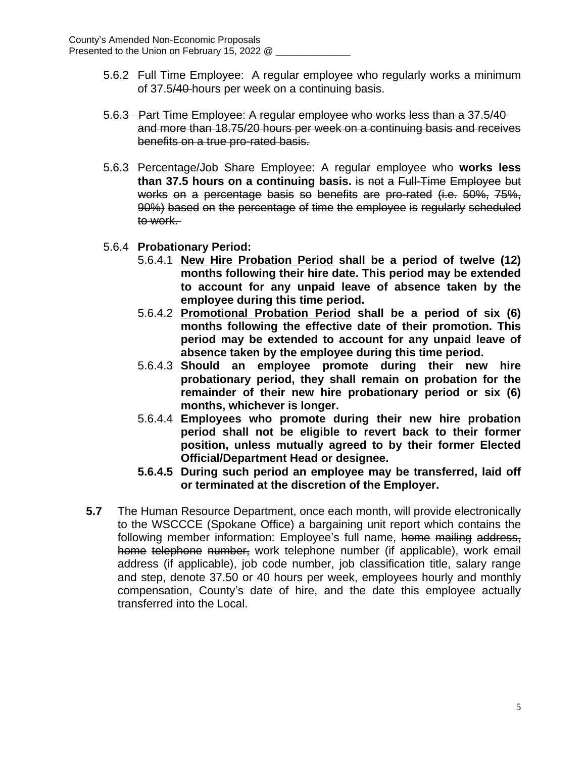5.6.2 Full Time Employee: A regular employee who regularly works a minimum of 37.5~~/40~~ hours per week on a continuing basis.

~~5.6.3 Part Time Employee: A regular employee who works less than a 37.5/40 and more than 18.75/20 hours per week on a continuing basis and receives benefits on a true pro-rated basis.~~

~~5.6.3~~ Percentage~~/Job Share~~ Employee: A regular employee who **works less than 37.5 hours on a continuing basis.** ~~is not a Full-Time Employee but works on a percentage basis so benefits are pro-rated (i.e. 50%, 75%, 90%) based on the percentage of time the employee is regularly scheduled to work.~~

5.6.4 **Probationary Period:**

- 5.6.4.1 **<u>New Hire Probation Period</u> shall be a period of twelve (12) months following their hire date. This period may be extended to account for any unpaid leave of absence taken by the employee during this time period.**
- 5.6.4.2 **<u>Promotional Probation Period</u> shall be a period of six (6) months following the effective date of their promotion. This period may be extended to account for any unpaid leave of absence taken by the employee during this time period.**
- 5.6.4.3 **Should an employee promote during their new hire probationary period, they shall remain on probation for the remainder of their new hire probationary period or six (6) months, whichever is longer.**
- 5.6.4.4 **Employees who promote during their new hire probation period shall not be eligible to revert back to their former position, unless mutually agreed to by their former Elected Official/Department Head or designee.**
- **5.6.4.5 During such period an employee may be transferred, laid off or terminated at the discretion of the Employer.**

**5.7** The Human Resource Department, once each month, will provide electronically to the WSCCCE (Spokane Office) a bargaining unit report which contains the following member information: Employee's full name, ~~home mailing address, home telephone number,~~ work telephone number (if applicable), work email address (if applicable), job code number, job classification title, salary range and step, denote 37.50 or 40 hours per week, employees hourly and monthly compensation, County's date of hire, and the date this employee actually transferred into the Local.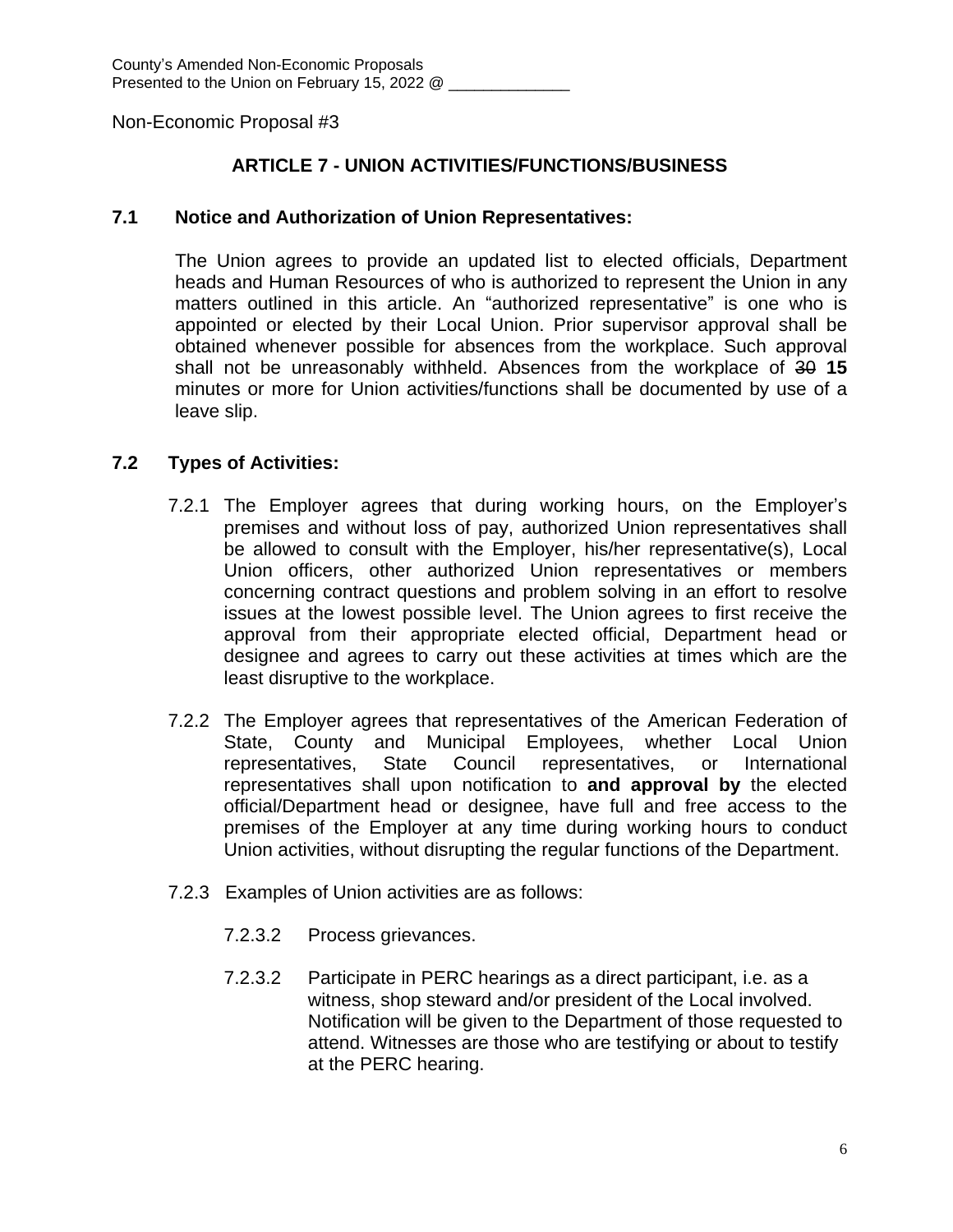County's Amended Non-Economic Proposals
Presented to the Union on February 15, 2022 @ ______________

Non-Economic Proposal #3

## ARTICLE 7 - UNION ACTIVITIES/FUNCTIONS/BUSINESS

### 7.1 Notice and Authorization of Union Representatives:

The Union agrees to provide an updated list to elected officials, Department heads and Human Resources of who is authorized to represent the Union in any matters outlined in this article. An "authorized representative" is one who is appointed or elected by their Local Union. Prior supervisor approval shall be obtained whenever possible for absences from the workplace. Such approval shall not be unreasonably withheld. Absences from the workplace of ~~30~~ **15** minutes or more for Union activities/functions shall be documented by use of a leave slip.

### 7.2 Types of Activities:

7.2.1 The Employer agrees that during working hours, on the Employer's premises and without loss of pay, authorized Union representatives shall be allowed to consult with the Employer, his/her representative(s), Local Union officers, other authorized Union representatives or members concerning contract questions and problem solving in an effort to resolve issues at the lowest possible level. The Union agrees to first receive the approval from their appropriate elected official, Department head or designee and agrees to carry out these activities at times which are the least disruptive to the workplace.

7.2.2 The Employer agrees that representatives of the American Federation of State, County and Municipal Employees, whether Local Union representatives, State Council representatives, or International representatives shall upon notification to **and approval by** the elected official/Department head or designee, have full and free access to the premises of the Employer at any time during working hours to conduct Union activities, without disrupting the regular functions of the Department.

7.2.3 Examples of Union activities are as follows:

7.2.3.2 Process grievances.

7.2.3.2 Participate in PERC hearings as a direct participant, i.e. as a witness, shop steward and/or president of the Local involved. Notification will be given to the Department of those requested to attend. Witnesses are those who are testifying or about to testify at the PERC hearing.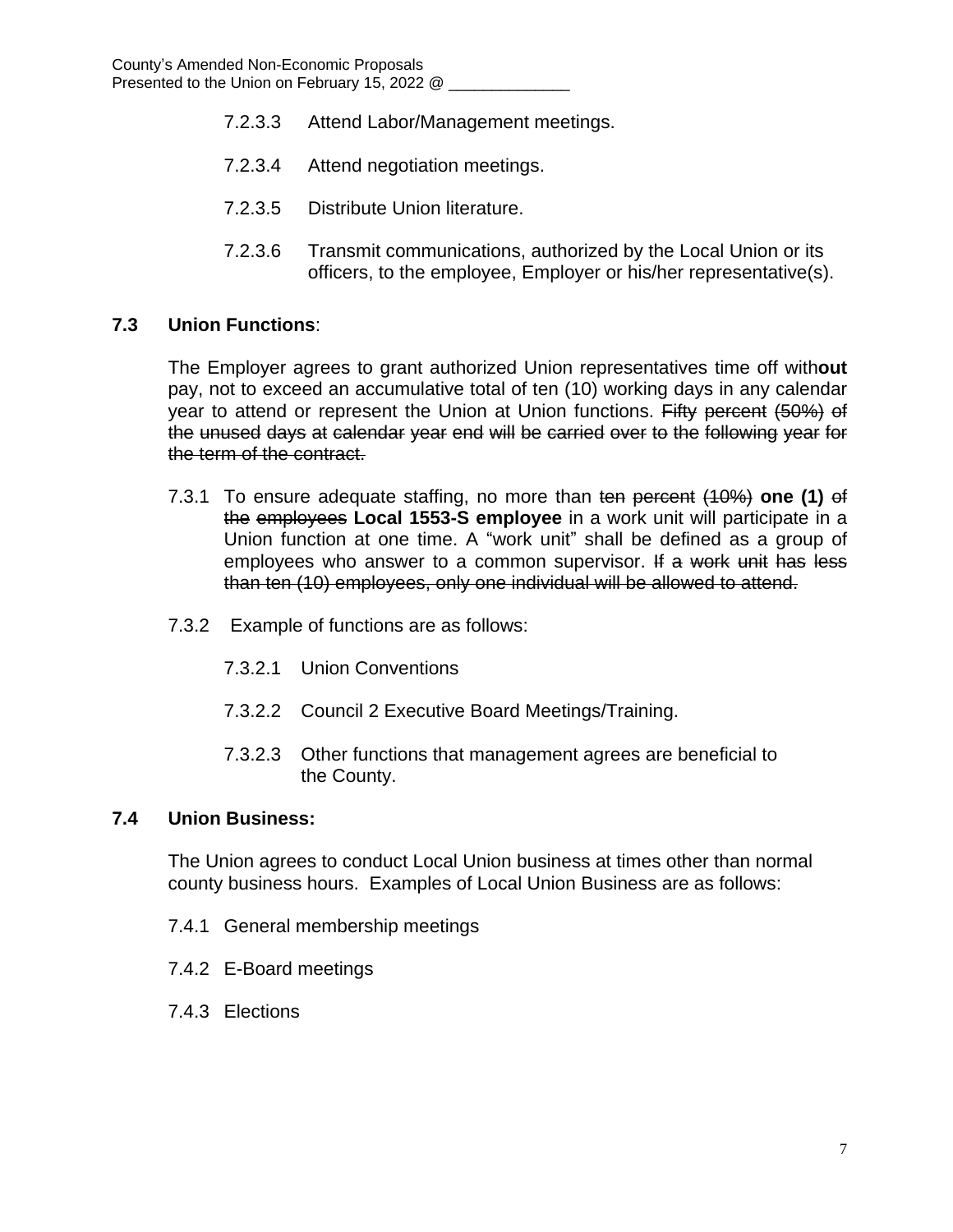7.2.3.3 Attend Labor/Management meetings.

7.2.3.4 Attend negotiation meetings.

7.2.3.5 Distribute Union literature.

7.2.3.6 Transmit communications, authorized by the Local Union or its officers, to the employee, Employer or his/her representative(s).

**7.3 Union Functions**:

The Employer agrees to grant authorized Union representatives time off with**out** pay, not to exceed an accumulative total of ten (10) working days in any calendar year to attend or represent the Union at Union functions. ~~Fifty percent (50%) of the unused days at calendar year end will be carried over to the following year for the term of the contract.~~

7.3.1 To ensure adequate staffing, no more than ~~ten percent (10%)~~ **one (1)** ~~of the employees~~ **Local 1553-S employee** in a work unit will participate in a Union function at one time. A "work unit" shall be defined as a group of employees who answer to a common supervisor. ~~If a work unit has less than ten (10) employees, only one individual will be allowed to attend.~~

7.3.2 Example of functions are as follows:

7.3.2.1 Union Conventions

7.3.2.2 Council 2 Executive Board Meetings/Training.

7.3.2.3 Other functions that management agrees are beneficial to the County.

**7.4 Union Business:**

The Union agrees to conduct Local Union business at times other than normal county business hours. Examples of Local Union Business are as follows:

7.4.1 General membership meetings

7.4.2 E-Board meetings

7.4.3 Elections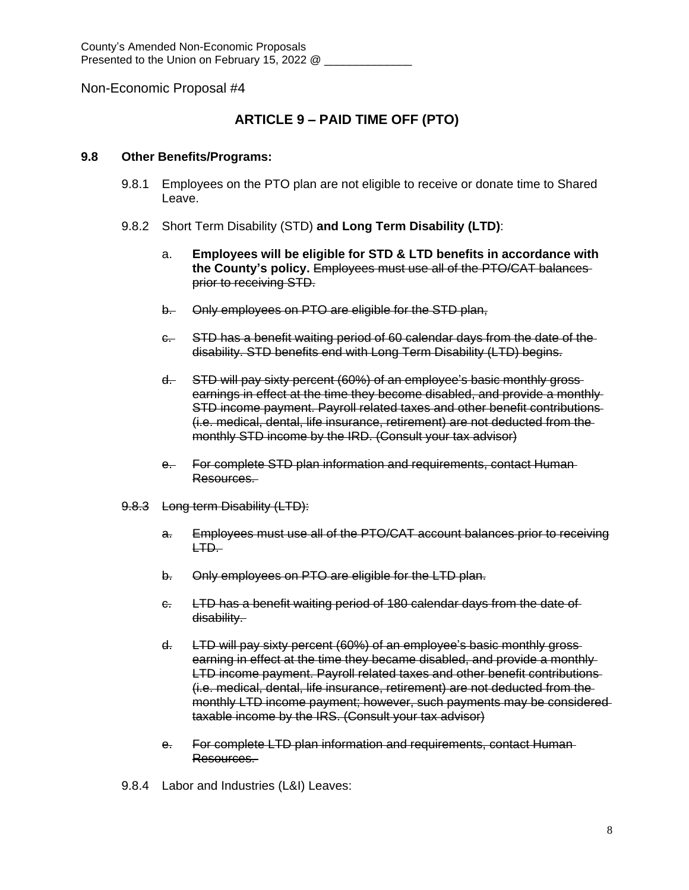County's Amended Non-Economic Proposals
Presented to the Union on February 15, 2022 @ ______________

Non-Economic Proposal #4

## ARTICLE 9 – PAID TIME OFF (PTO)

**9.8 Other Benefits/Programs:**

9.8.1 Employees on the PTO plan are not eligible to receive or donate time to Shared Leave.

9.8.2 Short Term Disability (STD) **and Long Term Disability (LTD)**:

a. **Employees will be eligible for STD & LTD benefits in accordance with the County's policy.** ~~Employees must use all of the PTO/CAT balances prior to receiving STD.~~

~~b. Only employees on PTO are eligible for the STD plan,~~

~~c. STD has a benefit waiting period of 60 calendar days from the date of the disability. STD benefits end with Long Term Disability (LTD) begins.~~

~~d. STD will pay sixty percent (60%) of an employee's basic monthly gross earnings in effect at the time they become disabled, and provide a monthly STD income payment. Payroll related taxes and other benefit contributions (i.e. medical, dental, life insurance, retirement) are not deducted from the monthly STD income by the IRD. (Consult your tax advisor)~~

~~e. For complete STD plan information and requirements, contact Human Resources.~~

~~9.8.3 Long term Disability (LTD):~~

~~a. Employees must use all of the PTO/CAT account balances prior to receiving LTD.~~

~~b. Only employees on PTO are eligible for the LTD plan.~~

~~c. LTD has a benefit waiting period of 180 calendar days from the date of disability.~~

~~d. LTD will pay sixty percent (60%) of an employee's basic monthly gross earning in effect at the time they became disabled, and provide a monthly LTD income payment. Payroll related taxes and other benefit contributions (i.e. medical, dental, life insurance, retirement) are not deducted from the monthly LTD income payment; however, such payments may be considered taxable income by the IRS. (Consult your tax advisor)~~

~~e. For complete LTD plan information and requirements, contact Human Resources.~~

9.8.4 Labor and Industries (L&I) Leaves: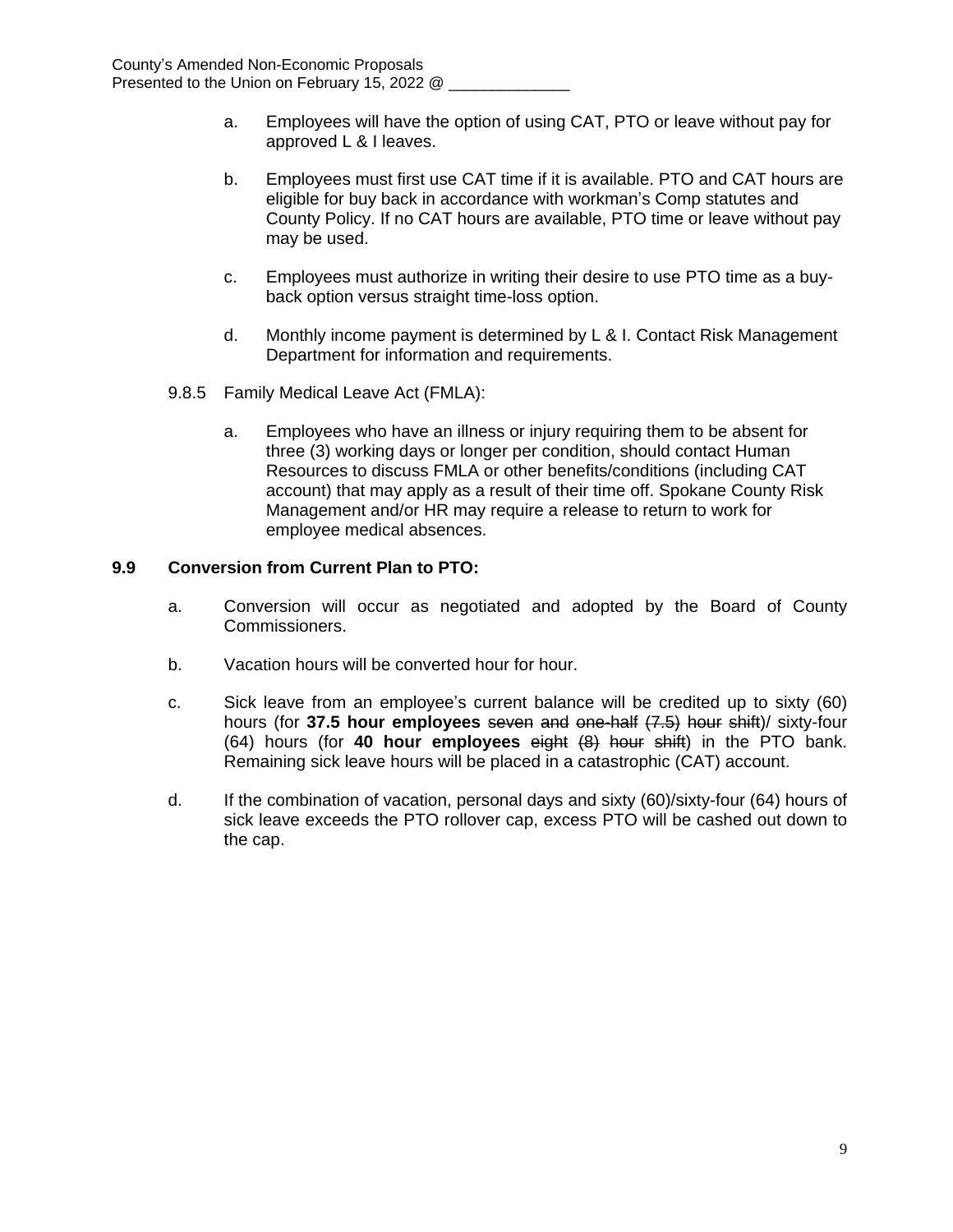a. Employees will have the option of using CAT, PTO or leave without pay for approved L & I leaves.

b. Employees must first use CAT time if it is available. PTO and CAT hours are eligible for buy back in accordance with workman's Comp statutes and County Policy. If no CAT hours are available, PTO time or leave without pay may be used.

c. Employees must authorize in writing their desire to use PTO time as a buy-back option versus straight time-loss option.

d. Monthly income payment is determined by L & I. Contact Risk Management Department for information and requirements.

9.8.5 Family Medical Leave Act (FMLA):

a. Employees who have an illness or injury requiring them to be absent for three (3) working days or longer per condition, should contact Human Resources to discuss FMLA or other benefits/conditions (including CAT account) that may apply as a result of their time off. Spokane County Risk Management and/or HR may require a release to return to work for employee medical absences.

### 9.9 Conversion from Current Plan to PTO:

a. Conversion will occur as negotiated and adopted by the Board of County Commissioners.

b. Vacation hours will be converted hour for hour.

c. Sick leave from an employee's current balance will be credited up to sixty (60) hours (for **37.5 hour employees** ~~seven and one-half (7.5) hour shift~~)/ sixty-four (64) hours (for **40 hour employees** ~~eight (8) hour shift~~) in the PTO bank. Remaining sick leave hours will be placed in a catastrophic (CAT) account.

d. If the combination of vacation, personal days and sixty (60)/sixty-four (64) hours of sick leave exceeds the PTO rollover cap, excess PTO will be cashed out down to the cap.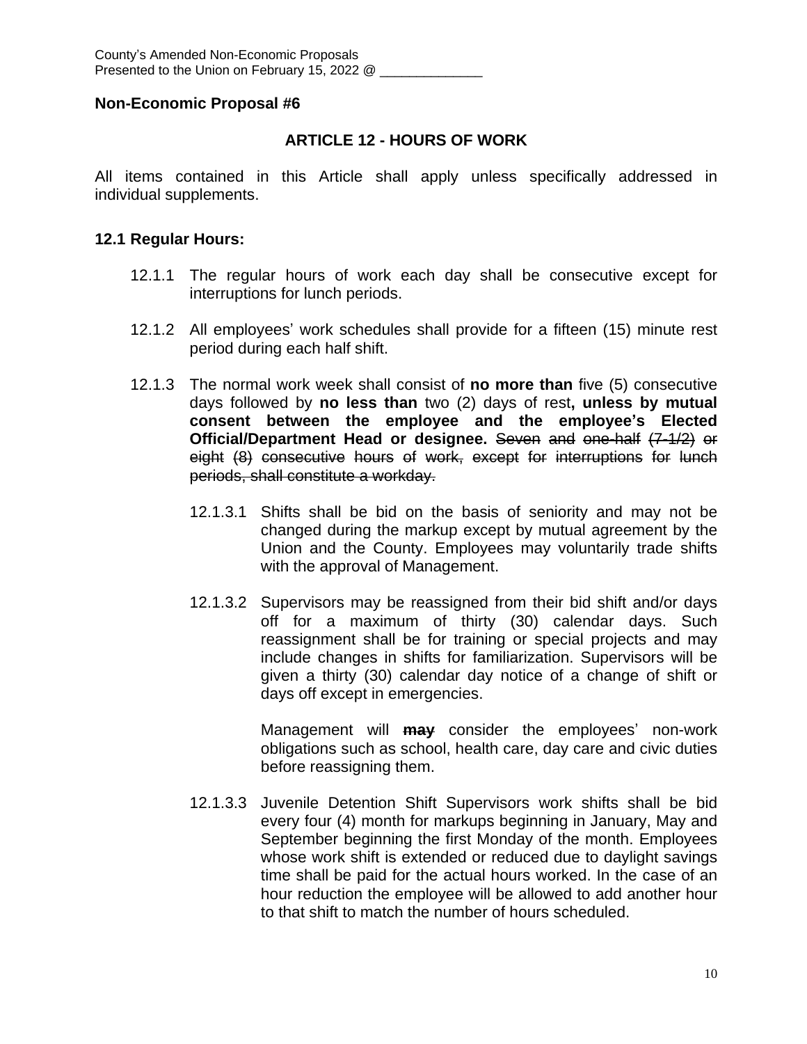County's Amended Non-Economic Proposals
Presented to the Union on February 15, 2022 @ ______________

**Non-Economic Proposal #6**

## ARTICLE 12 - HOURS OF WORK

All items contained in this Article shall apply unless specifically addressed in individual supplements.

### 12.1 Regular Hours:

12.1.1 The regular hours of work each day shall be consecutive except for interruptions for lunch periods.

12.1.2 All employees' work schedules shall provide for a fifteen (15) minute rest period during each half shift.

12.1.3 The normal work week shall consist of **no more than** five (5) consecutive days followed by **no less than** two (2) days of rest**, unless by mutual consent between the employee and the employee's Elected Official/Department Head or designee.** ~~Seven and one-half (7-1/2) or eight (8) consecutive hours of work, except for interruptions for lunch periods, shall constitute a workday.~~

12.1.3.1 Shifts shall be bid on the basis of seniority and may not be changed during the markup except by mutual agreement by the Union and the County. Employees may voluntarily trade shifts with the approval of Management.

12.1.3.2 Supervisors may be reassigned from their bid shift and/or days off for a maximum of thirty (30) calendar days. Such reassignment shall be for training or special projects and may include changes in shifts for familiarization. Supervisors will be given a thirty (30) calendar day notice of a change of shift or days off except in emergencies.

Management will **~~may~~** consider the employees' non-work obligations such as school, health care, day care and civic duties before reassigning them.

12.1.3.3 Juvenile Detention Shift Supervisors work shifts shall be bid every four (4) month for markups beginning in January, May and September beginning the first Monday of the month. Employees whose work shift is extended or reduced due to daylight savings time shall be paid for the actual hours worked. In the case of an hour reduction the employee will be allowed to add another hour to that shift to match the number of hours scheduled.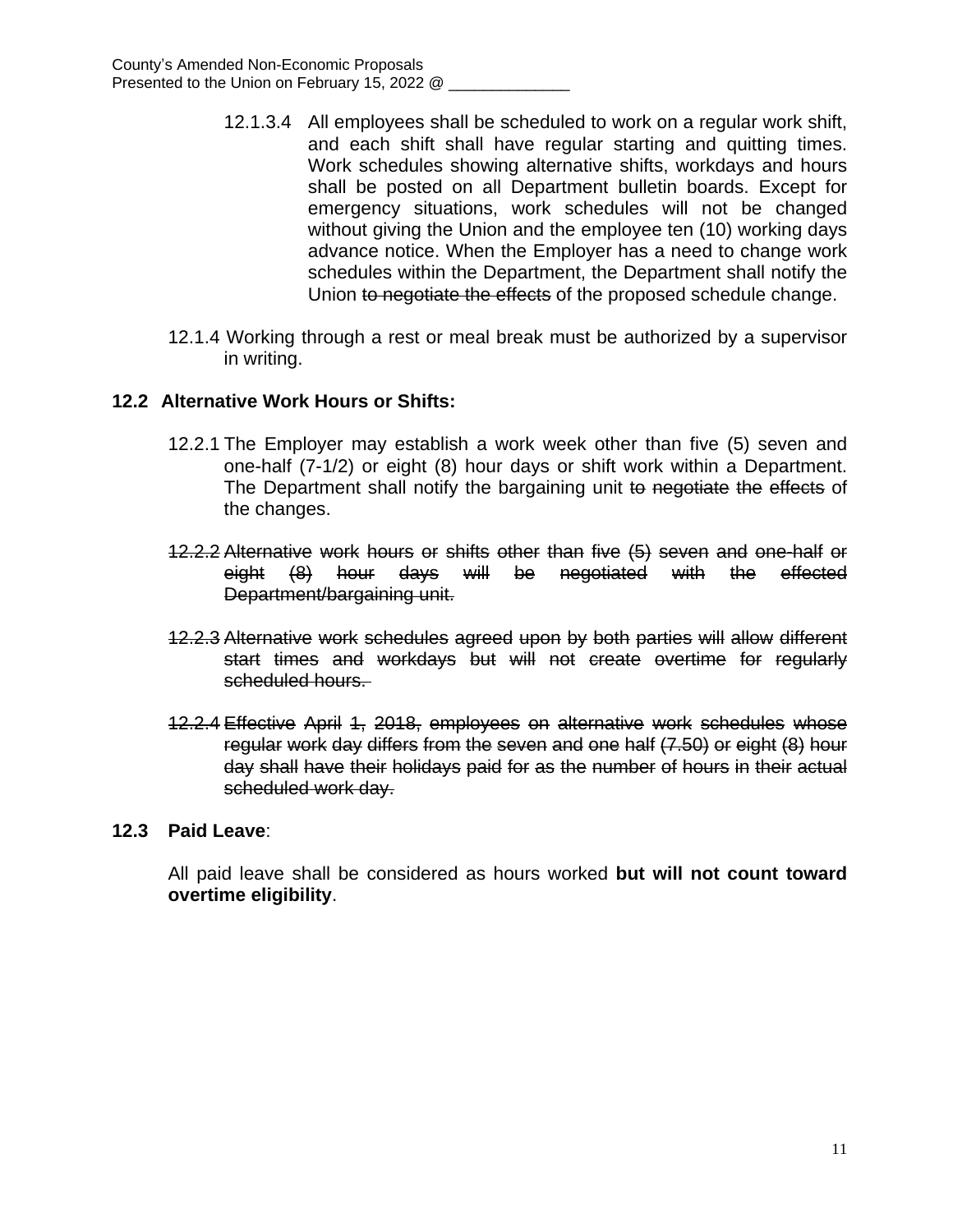12.1.3.4 All employees shall be scheduled to work on a regular work shift, and each shift shall have regular starting and quitting times. Work schedules showing alternative shifts, workdays and hours shall be posted on all Department bulletin boards. Except for emergency situations, work schedules will not be changed without giving the Union and the employee ten (10) working days advance notice. When the Employer has a need to change work schedules within the Department, the Department shall notify the Union ~~to negotiate the effects~~ of the proposed schedule change.

12.1.4 Working through a rest or meal break must be authorized by a supervisor in writing.

**12.2 Alternative Work Hours or Shifts:**

12.2.1 The Employer may establish a work week other than five (5) seven and one-half (7-1/2) or eight (8) hour days or shift work within a Department. The Department shall notify the bargaining unit ~~to negotiate the effects~~ of the changes.

~~12.2.2 Alternative work hours or shifts other than five (5) seven and one-half or eight (8) hour days will be negotiated with the effected Department/bargaining unit.~~

~~12.2.3 Alternative work schedules agreed upon by both parties will allow different start times and workdays but will not create overtime for regularly scheduled hours.~~

~~12.2.4 Effective April 1, 2018, employees on alternative work schedules whose regular work day differs from the seven and one half (7.50) or eight (8) hour day shall have their holidays paid for as the number of hours in their actual scheduled work day.~~

**12.3 Paid Leave**:

All paid leave shall be considered as hours worked **but will not count toward overtime eligibility**.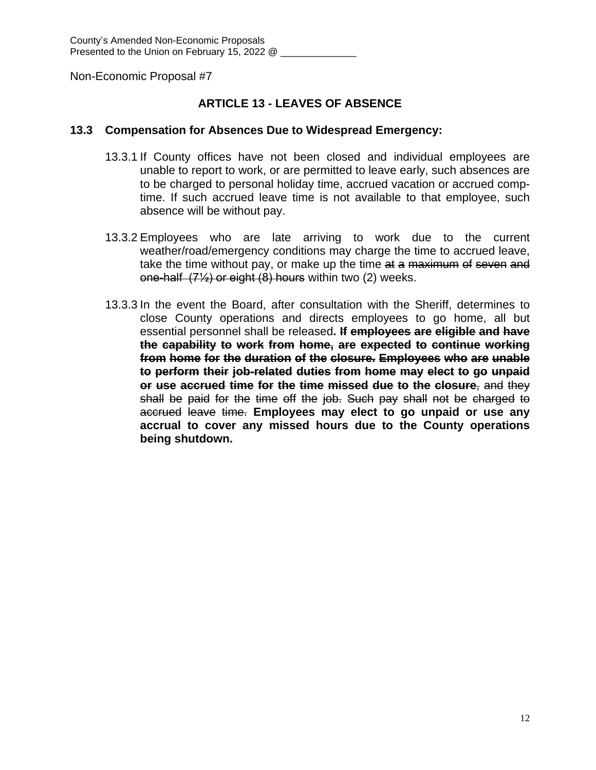County's Amended Non-Economic Proposals
Presented to the Union on February 15, 2022 @ ______________

Non-Economic Proposal #7

## ARTICLE 13 - LEAVES OF ABSENCE

### 13.3 Compensation for Absences Due to Widespread Emergency:

13.3.1 If County offices have not been closed and individual employees are unable to report to work, or are permitted to leave early, such absences are to be charged to personal holiday time, accrued vacation or accrued comp-time. If such accrued leave time is not available to that employee, such absence will be without pay.

13.3.2 Employees who are late arriving to work due to the current weather/road/emergency conditions may charge the time to accrued leave, take the time without pay, or make up the time ~~at a maximum of seven and one-half (7½) or eight (8) hours~~ within two (2) weeks.

13.3.3 In the event the Board, after consultation with the Sheriff, determines to close County operations and directs employees to go home, all but essential personnel shall be released**.** ~~**If employees are eligible and have the capability to work from home, are expected to continue working from home for the duration of the closure. Employees who are unable to perform their job-related duties from home may elect to go unpaid or use accrued time for the time missed due to the closure**~~~~, and they shall be paid for the time off the job. Such pay shall not be charged to accrued leave time.~~ **Employees may elect to go unpaid or use any accrual to cover any missed hours due to the County operations being shutdown.**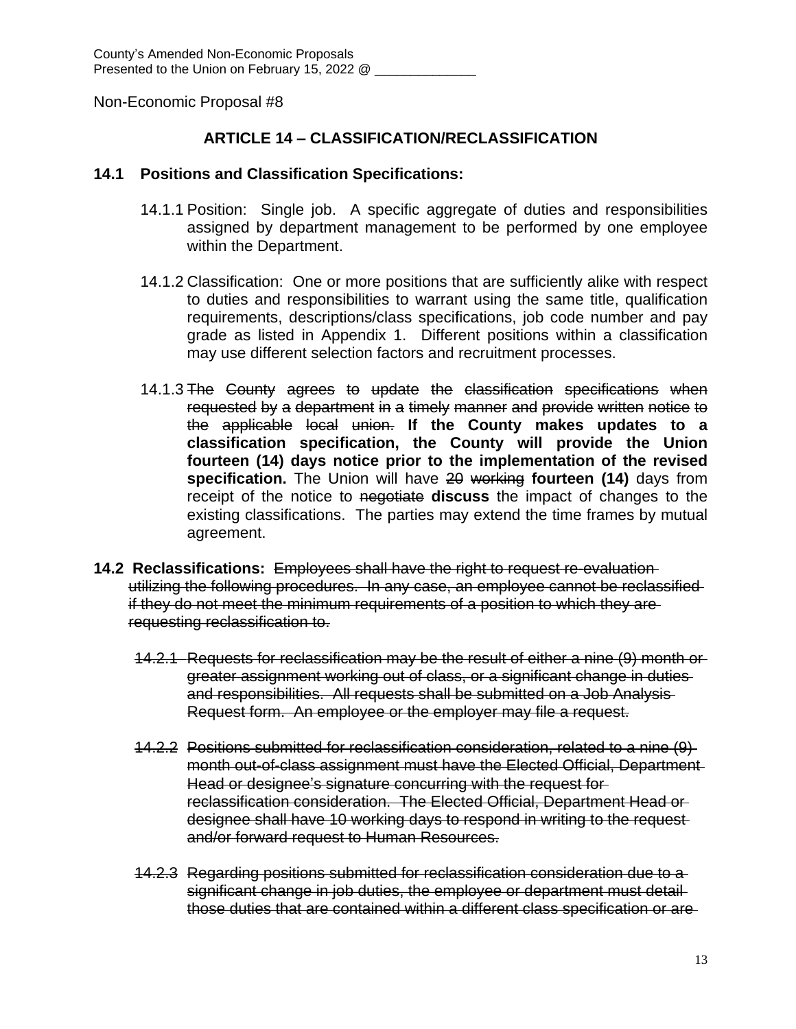County's Amended Non-Economic Proposals
Presented to the Union on February 15, 2022 @ ______________

Non-Economic Proposal #8

## ARTICLE 14 – CLASSIFICATION/RECLASSIFICATION

### 14.1 Positions and Classification Specifications:

14.1.1 Position: Single job. A specific aggregate of duties and responsibilities assigned by department management to be performed by one employee within the Department.

14.1.2 Classification: One or more positions that are sufficiently alike with respect to duties and responsibilities to warrant using the same title, qualification requirements, descriptions/class specifications, job code number and pay grade as listed in Appendix 1. Different positions within a classification may use different selection factors and recruitment processes.

14.1.3 ~~The County agrees to update the classification specifications when requested by a department in a timely manner and provide written notice to the applicable local union.~~ **If the County makes updates to a classification specification, the County will provide the Union fourteen (14) days notice prior to the implementation of the revised specification.** The Union will have ~~20 working~~ **fourteen (14)** days from receipt of the notice to ~~negotiate~~ **discuss** the impact of changes to the existing classifications. The parties may extend the time frames by mutual agreement.

**14.2 Reclassifications:** ~~Employees shall have the right to request re-evaluation utilizing the following procedures. In any case, an employee cannot be reclassified if they do not meet the minimum requirements of a position to which they are requesting reclassification to.~~

~~14.2.1 Requests for reclassification may be the result of either a nine (9) month or greater assignment working out of class, or a significant change in duties and responsibilities. All requests shall be submitted on a Job Analysis Request form. An employee or the employer may file a request.~~

~~14.2.2 Positions submitted for reclassification consideration, related to a nine (9) month out-of-class assignment must have the Elected Official, Department Head or designee's signature concurring with the request for reclassification consideration. The Elected Official, Department Head or designee shall have 10 working days to respond in writing to the request and/or forward request to Human Resources.~~

~~14.2.3 Regarding positions submitted for reclassification consideration due to a significant change in job duties, the employee or department must detail those duties that are contained within a different class specification or are~~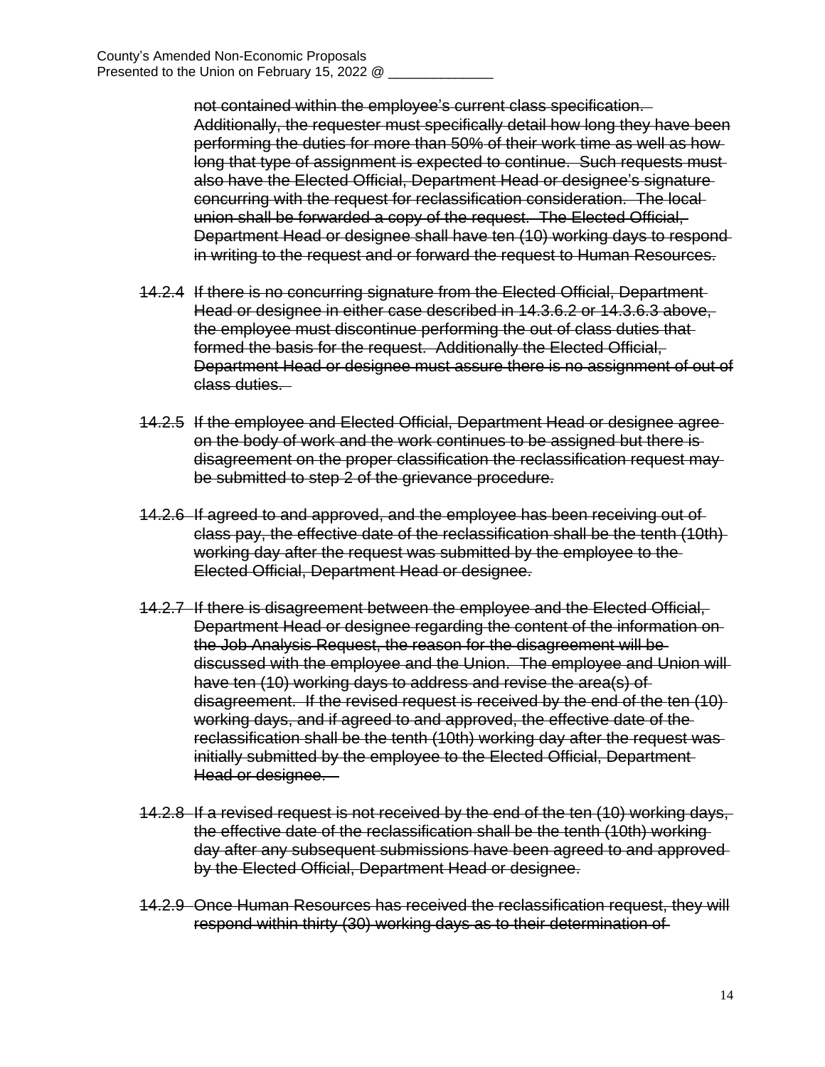~~not contained within the employee's current class specification. Additionally, the requester must specifically detail how long they have been performing the duties for more than 50% of their work time as well as how long that type of assignment is expected to continue. Such requests must also have the Elected Official, Department Head or designee's signature concurring with the request for reclassification consideration. The local union shall be forwarded a copy of the request. The Elected Official, Department Head or designee shall have ten (10) working days to respond in writing to the request and or forward the request to Human Resources.~~

~~14.2.4 If there is no concurring signature from the Elected Official, Department Head or designee in either case described in 14.3.6.2 or 14.3.6.3 above, the employee must discontinue performing the out of class duties that formed the basis for the request. Additionally the Elected Official, Department Head or designee must assure there is no assignment of out of class duties.~~

~~14.2.5 If the employee and Elected Official, Department Head or designee agree on the body of work and the work continues to be assigned but there is disagreement on the proper classification the reclassification request may be submitted to step 2 of the grievance procedure.~~

~~14.2.6 If agreed to and approved, and the employee has been receiving out of class pay, the effective date of the reclassification shall be the tenth (10th) working day after the request was submitted by the employee to the Elected Official, Department Head or designee.~~

~~14.2.7 If there is disagreement between the employee and the Elected Official, Department Head or designee regarding the content of the information on the Job Analysis Request, the reason for the disagreement will be discussed with the employee and the Union. The employee and Union will have ten (10) working days to address and revise the area(s) of disagreement. If the revised request is received by the end of the ten (10) working days, and if agreed to and approved, the effective date of the reclassification shall be the tenth (10th) working day after the request was initially submitted by the employee to the Elected Official, Department Head or designee.~~

~~14.2.8 If a revised request is not received by the end of the ten (10) working days, the effective date of the reclassification shall be the tenth (10th) working day after any subsequent submissions have been agreed to and approved by the Elected Official, Department Head or designee.~~

~~14.2.9 Once Human Resources has received the reclassification request, they will respond within thirty (30) working days as to their determination of~~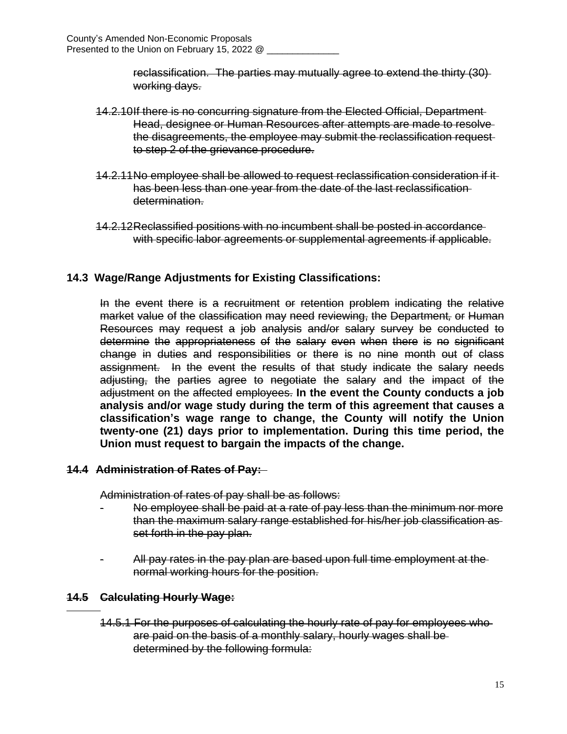~~reclassification. The parties may mutually agree to extend the thirty (30) working days.~~

~~14.2.10 If there is no concurring signature from the Elected Official, Department Head, designee or Human Resources after attempts are made to resolve the disagreements, the employee may submit the reclassification request to step 2 of the grievance procedure.~~

~~14.2.11 No employee shall be allowed to request reclassification consideration if it has been less than one year from the date of the last reclassification determination.~~

~~14.2.12 Reclassified positions with no incumbent shall be posted in accordance with specific labor agreements or supplemental agreements if applicable.~~

## 14.3 Wage/Range Adjustments for Existing Classifications:

~~In the event there is a recruitment or retention problem indicating the relative market value of the classification may need reviewing, the Department, or Human Resources may request a job analysis and/or salary survey be conducted to determine the appropriateness of the salary even when there is no significant change in duties and responsibilities or there is no nine month out of class assignment. In the event the results of that study indicate the salary needs adjusting, the parties agree to negotiate the salary and the impact of the adjustment on the affected employees.~~ **In the event the County conducts a job analysis and/or wage study during the term of this agreement that causes a classification's wage range to change, the County will notify the Union twenty-one (21) days prior to implementation. During this time period, the Union must request to bargain the impacts of the change.**

## ~~14.4 Administration of Rates of Pay:~~

~~Administration of rates of pay shall be as follows:~~

- ~~No employee shall be paid at a rate of pay less than the minimum nor more than the maximum salary range established for his/her job classification as set forth in the pay plan.~~

- ~~All pay rates in the pay plan are based upon full time employment at the normal working hours for the position.~~

## ~~14.5 Calculating Hourly Wage:~~

~~14.5.1 For the purposes of calculating the hourly rate of pay for employees who are paid on the basis of a monthly salary, hourly wages shall be determined by the following formula:~~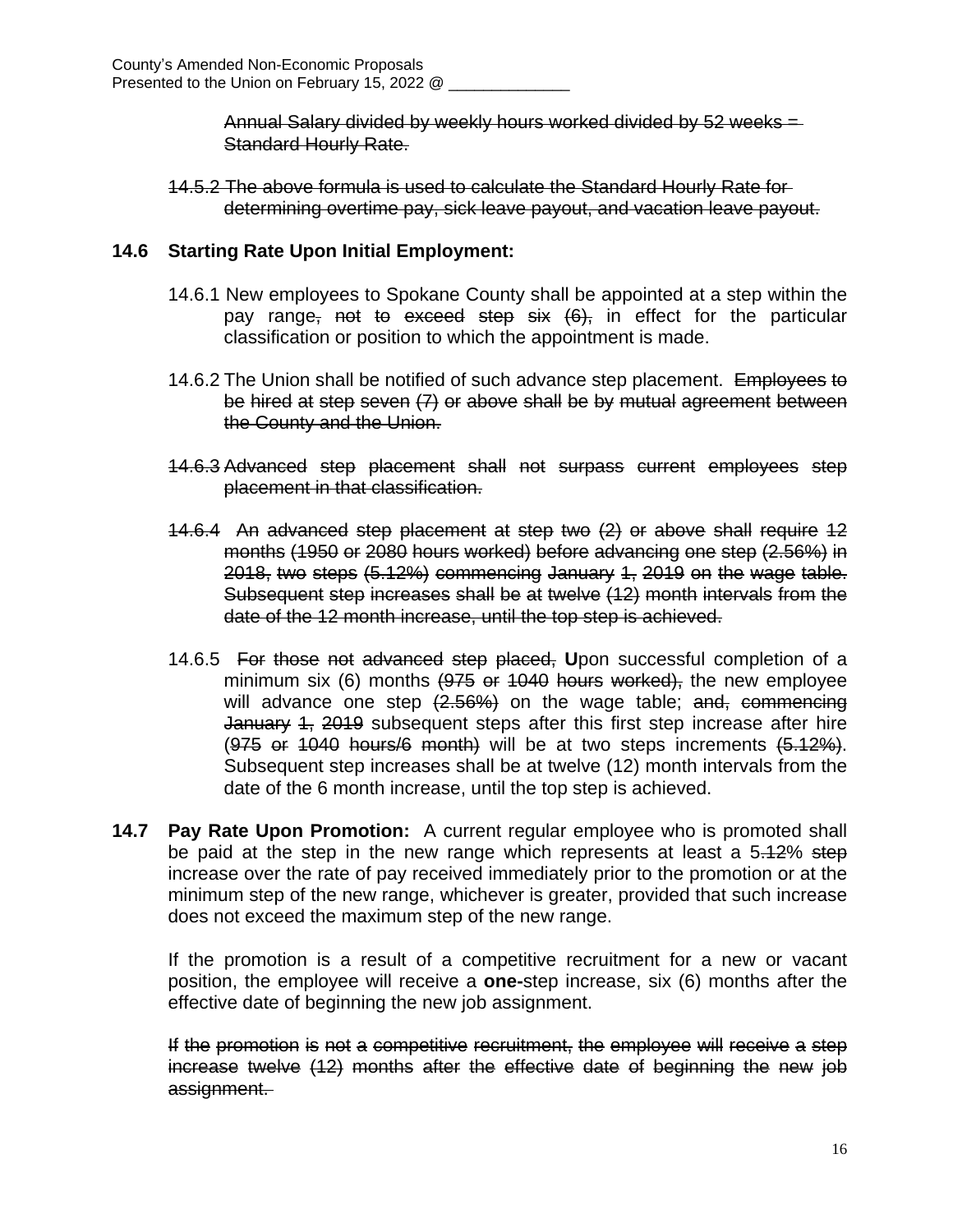~~Annual Salary divided by weekly hours worked divided by 52 weeks = Standard Hourly Rate.~~

~~14.5.2 The above formula is used to calculate the Standard Hourly Rate for determining overtime pay, sick leave payout, and vacation leave payout.~~

**14.6 Starting Rate Upon Initial Employment:**

14.6.1 New employees to Spokane County shall be appointed at a step within the pay range~~, not to exceed step six (6),~~ in effect for the particular classification or position to which the appointment is made.

14.6.2 The Union shall be notified of such advance step placement. ~~Employees to be hired at step seven (7) or above shall be by mutual agreement between the County and the Union.~~

~~14.6.3 Advanced step placement shall not surpass current employees step placement in that classification.~~

~~14.6.4 An advanced step placement at step two (2) or above shall require 12 months (1950 or 2080 hours worked) before advancing one step (2.56%) in 2018, two steps (5.12%) commencing January 1, 2019 on the wage table. Subsequent step increases shall be at twelve (12) month intervals from the date of the 12 month increase, until the top step is achieved.~~

14.6.5 ~~For those not advanced step placed,~~ **U**pon successful completion of a minimum six (6) months ~~(975 or 1040 hours worked),~~ the new employee will advance one step ~~(2.56%)~~ on the wage table; ~~and, commencing January 1, 2019~~ subsequent steps after this first step increase after hire ~~(975 or 1040 hours/6 month)~~ will be at two steps increments ~~(5.12%)~~. Subsequent step increases shall be at twelve (12) month intervals from the date of the 6 month increase, until the top step is achieved.

**14.7 Pay Rate Upon Promotion:** A current regular employee who is promoted shall be paid at the step in the new range which represents at least a 5~~.12~~% ~~step~~ increase over the rate of pay received immediately prior to the promotion or at the minimum step of the new range, whichever is greater, provided that such increase does not exceed the maximum step of the new range.

If the promotion is a result of a competitive recruitment for a new or vacant position, the employee will receive a **one-**step increase, six (6) months after the effective date of beginning the new job assignment.

~~If the promotion is not a competitive recruitment, the employee will receive a step increase twelve (12) months after the effective date of beginning the new job assignment.~~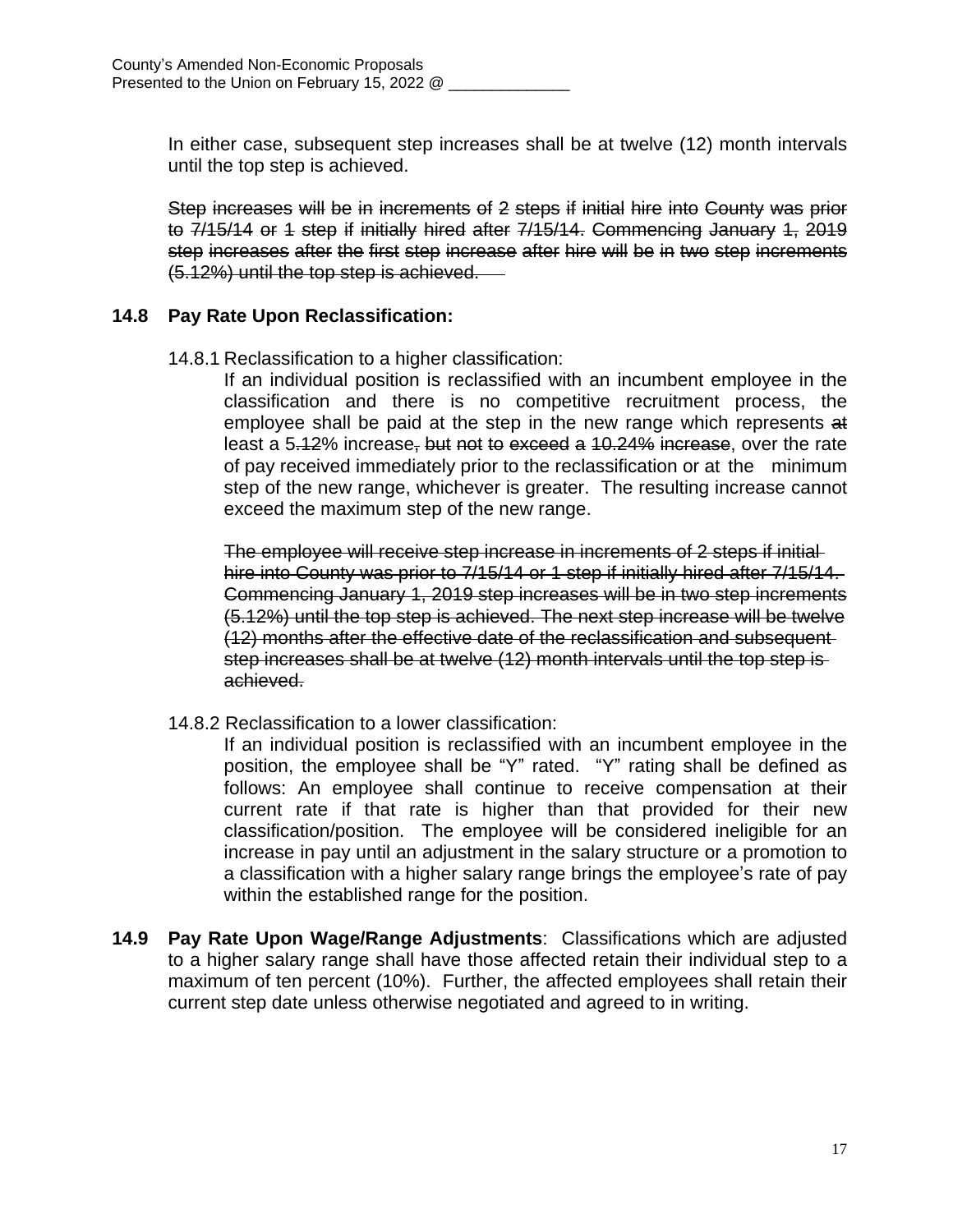In either case, subsequent step increases shall be at twelve (12) month intervals until the top step is achieved.

~~Step increases will be in increments of 2 steps if initial hire into County was prior to 7/15/14 or 1 step if initially hired after 7/15/14. Commencing January 1, 2019 step increases after the first step increase after hire will be in two step increments (5.12%) until the top step is achieved.~~

**14.8 Pay Rate Upon Reclassification:**

14.8.1 Reclassification to a higher classification:

If an individual position is reclassified with an incumbent employee in the classification and there is no competitive recruitment process, the employee shall be paid at the step in the new range which represents ~~at least~~ a 5~~.12~~% increase~~, but not to exceed a 10.24% increase~~, over the rate of pay received immediately prior to the reclassification or at the minimum step of the new range, whichever is greater. The resulting increase cannot exceed the maximum step of the new range.

~~The employee will receive step increase in increments of 2 steps if initial hire into County was prior to 7/15/14 or 1 step if initially hired after 7/15/14. Commencing January 1, 2019 step increases will be in two step increments (5.12%) until the top step is achieved. The next step increase will be twelve (12) months after the effective date of the reclassification and subsequent step increases shall be at twelve (12) month intervals until the top step is achieved.~~

14.8.2 Reclassification to a lower classification:

If an individual position is reclassified with an incumbent employee in the position, the employee shall be "Y" rated. "Y" rating shall be defined as follows: An employee shall continue to receive compensation at their current rate if that rate is higher than that provided for their new classification/position. The employee will be considered ineligible for an increase in pay until an adjustment in the salary structure or a promotion to a classification with a higher salary range brings the employee's rate of pay within the established range for the position.

**14.9 Pay Rate Upon Wage/Range Adjustments**: Classifications which are adjusted to a higher salary range shall have those affected retain their individual step to a maximum of ten percent (10%). Further, the affected employees shall retain their current step date unless otherwise negotiated and agreed to in writing.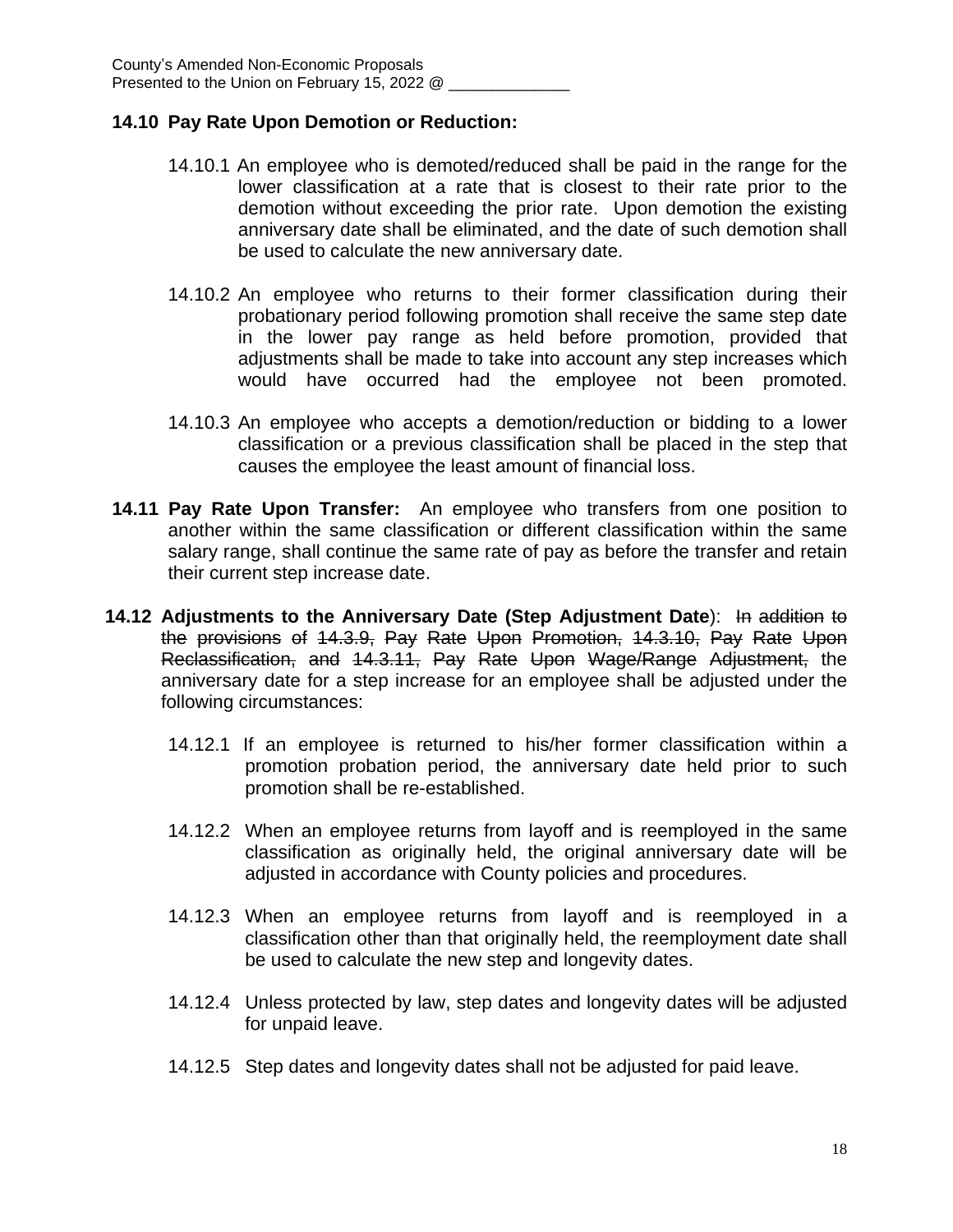**14.10 Pay Rate Upon Demotion or Reduction:**

14.10.1 An employee who is demoted/reduced shall be paid in the range for the lower classification at a rate that is closest to their rate prior to the demotion without exceeding the prior rate. Upon demotion the existing anniversary date shall be eliminated, and the date of such demotion shall be used to calculate the new anniversary date.

14.10.2 An employee who returns to their former classification during their probationary period following promotion shall receive the same step date in the lower pay range as held before promotion, provided that adjustments shall be made to take into account any step increases which would have occurred had the employee not been promoted.

14.10.3 An employee who accepts a demotion/reduction or bidding to a lower classification or a previous classification shall be placed in the step that causes the employee the least amount of financial loss.

**14.11 Pay Rate Upon Transfer:** An employee who transfers from one position to another within the same classification or different classification within the same salary range, shall continue the same rate of pay as before the transfer and retain their current step increase date.

**14.12 Adjustments to the Anniversary Date (Step Adjustment Date):** ~~In addition to the provisions of 14.3.9, Pay Rate Upon Promotion, 14.3.10, Pay Rate Upon Reclassification, and 14.3.11, Pay Rate Upon Wage/Range Adjustment,~~ the anniversary date for a step increase for an employee shall be adjusted under the following circumstances:

14.12.1 If an employee is returned to his/her former classification within a promotion probation period, the anniversary date held prior to such promotion shall be re-established.

14.12.2 When an employee returns from layoff and is reemployed in the same classification as originally held, the original anniversary date will be adjusted in accordance with County policies and procedures.

14.12.3 When an employee returns from layoff and is reemployed in a classification other than that originally held, the reemployment date shall be used to calculate the new step and longevity dates.

14.12.4 Unless protected by law, step dates and longevity dates will be adjusted for unpaid leave.

14.12.5 Step dates and longevity dates shall not be adjusted for paid leave.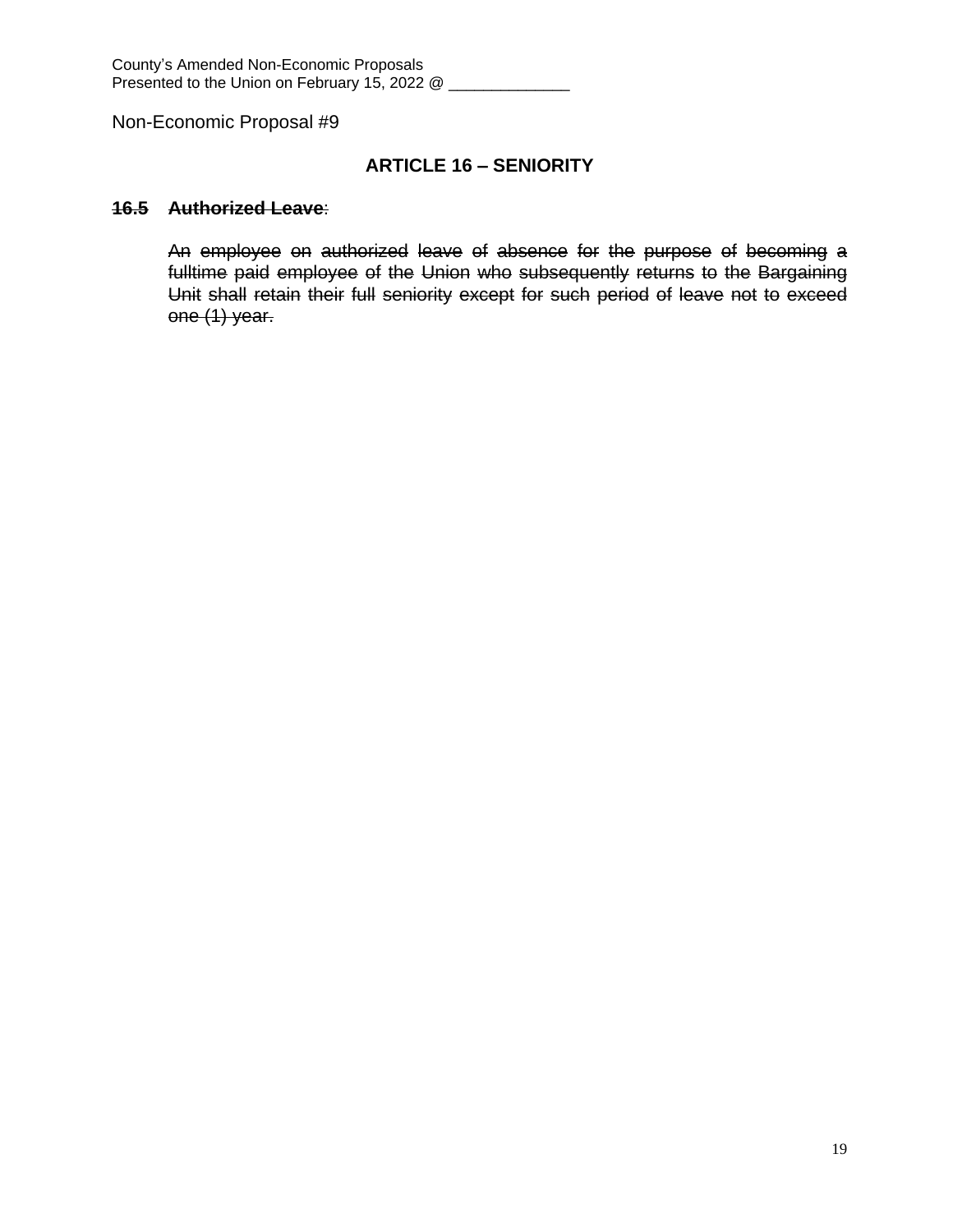County's Amended Non-Economic Proposals
Presented to the Union on February 15, 2022 @ ______________

Non-Economic Proposal #9

## ARTICLE 16 – SENIORITY

~~**16.5 Authorized Leave**~~:

~~An employee on authorized leave of absence for the purpose of becoming a fulltime paid employee of the Union who subsequently returns to the Bargaining Unit shall retain their full seniority except for such period of leave not to exceed one (1) year.~~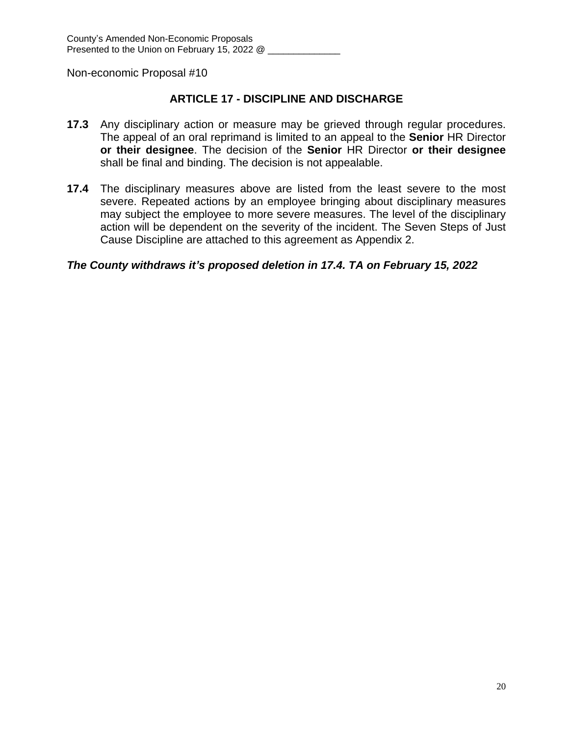County's Amended Non-Economic Proposals
Presented to the Union on February 15, 2022 @ ______________

Non-economic Proposal #10

## ARTICLE 17 - DISCIPLINE AND DISCHARGE

**17.3** Any disciplinary action or measure may be grieved through regular procedures. The appeal of an oral reprimand is limited to an appeal to the **Senior** HR Director **or their designee**. The decision of the **Senior** HR Director **or their designee** shall be final and binding. The decision is not appealable.

**17.4** The disciplinary measures above are listed from the least severe to the most severe. Repeated actions by an employee bringing about disciplinary measures may subject the employee to more severe measures. The level of the disciplinary action will be dependent on the severity of the incident. The Seven Steps of Just Cause Discipline are attached to this agreement as Appendix 2.

***The County withdraws it's proposed deletion in 17.4. TA on February 15, 2022***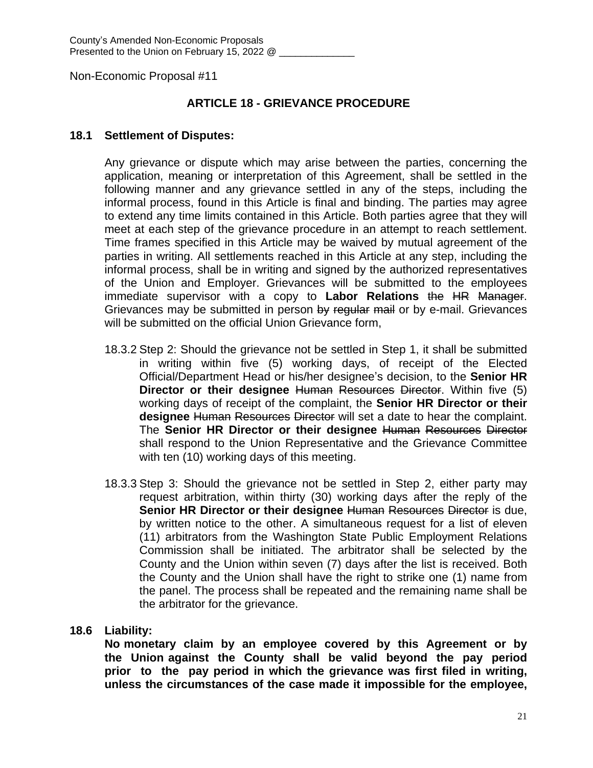County's Amended Non-Economic Proposals
Presented to the Union on February 15, 2022 @ ______________

Non-Economic Proposal #11

## ARTICLE 18 - GRIEVANCE PROCEDURE

### 18.1 Settlement of Disputes:

Any grievance or dispute which may arise between the parties, concerning the application, meaning or interpretation of this Agreement, shall be settled in the following manner and any grievance settled in any of the steps, including the informal process, found in this Article is final and binding. The parties may agree to extend any time limits contained in this Article. Both parties agree that they will meet at each step of the grievance procedure in an attempt to reach settlement. Time frames specified in this Article may be waived by mutual agreement of the parties in writing. All settlements reached in this Article at any step, including the informal process, shall be in writing and signed by the authorized representatives of the Union and Employer. Grievances will be submitted to the employees immediate supervisor with a copy to **Labor Relations** ~~the HR Manager~~. Grievances may be submitted in person ~~by regular mail~~ or by e-mail. Grievances will be submitted on the official Union Grievance form,

18.3.2 Step 2: Should the grievance not be settled in Step 1, it shall be submitted in writing within five (5) working days, of receipt of the Elected Official/Department Head or his/her designee's decision, to the **Senior HR Director or their designee** ~~Human Resources Director~~. Within five (5) working days of receipt of the complaint, the **Senior HR Director or their designee** ~~Human Resources Director~~ will set a date to hear the complaint. The **Senior HR Director or their designee** ~~Human Resources Director~~ shall respond to the Union Representative and the Grievance Committee with ten (10) working days of this meeting.

18.3.3 Step 3: Should the grievance not be settled in Step 2, either party may request arbitration, within thirty (30) working days after the reply of the **Senior HR Director or their designee** ~~Human Resources Director~~ is due, by written notice to the other. A simultaneous request for a list of eleven (11) arbitrators from the Washington State Public Employment Relations Commission shall be initiated. The arbitrator shall be selected by the County and the Union within seven (7) days after the list is received. Both the County and the Union shall have the right to strike one (1) name from the panel. The process shall be repeated and the remaining name shall be the arbitrator for the grievance.

### 18.6 Liability:

**No monetary claim by an employee covered by this Agreement or by the Union against the County shall be valid beyond the pay period prior to the pay period in which the grievance was first filed in writing, unless the circumstances of the case made it impossible for the employee,**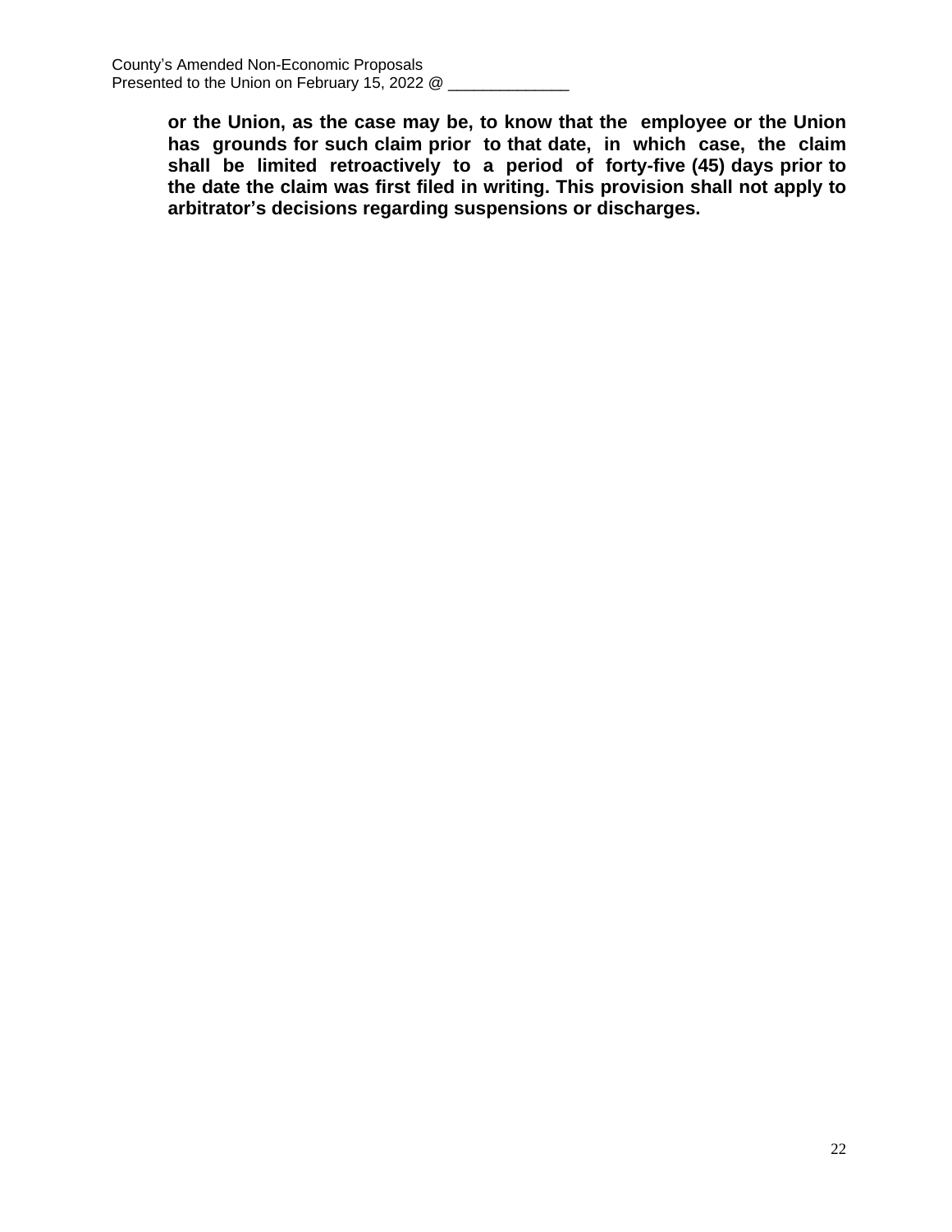**or the Union, as the case may be, to know that the employee or the Union has grounds for such claim prior to that date, in which case, the claim shall be limited retroactively to a period of forty-five (45) days prior to the date the claim was first filed in writing. This provision shall not apply to arbitrator's decisions regarding suspensions or discharges.**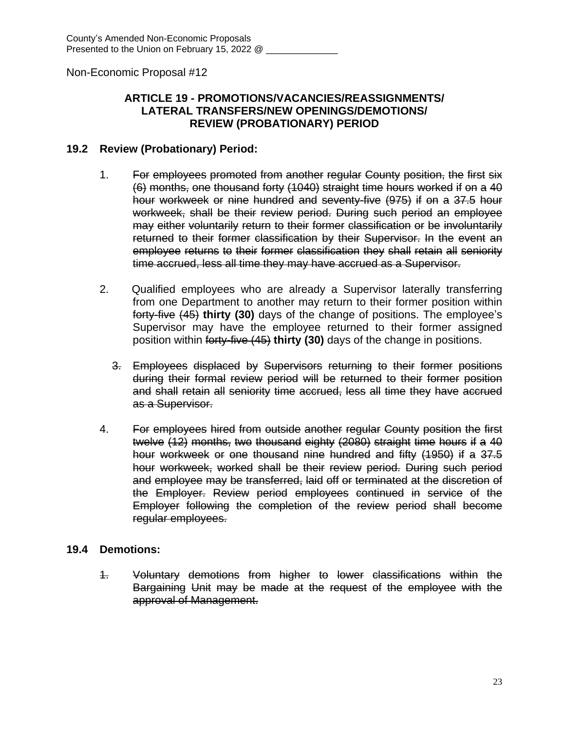County's Amended Non-Economic Proposals
Presented to the Union on February 15, 2022 @ ______________

Non-Economic Proposal #12

### ARTICLE 19 - PROMOTIONS/VACANCIES/REASSIGNMENTS/ LATERAL TRANSFERS/NEW OPENINGS/DEMOTIONS/ REVIEW (PROBATIONARY) PERIOD

**19.2 Review (Probationary) Period:**

1. ~~For employees promoted from another regular County position, the first six (6) months, one thousand forty (1040) straight time hours worked if on a 40 hour workweek or nine hundred and seventy-five (975) if on a 37.5 hour workweek, shall be their review period. During such period an employee may either voluntarily return to their former classification or be involuntarily returned to their former classification by their Supervisor. In the event an employee returns to their former classification they shall retain all seniority time accrued, less all time they may have accrued as a Supervisor.~~

2. Qualified employees who are already a Supervisor laterally transferring from one Department to another may return to their former position within ~~forty-five (45)~~ **thirty (30)** days of the change of positions. The employee's Supervisor may have the employee returned to their former assigned position within ~~forty-five (45)~~ **thirty (30)** days of the change in positions.

3. ~~Employees displaced by Supervisors returning to their former positions during their formal review period will be returned to their former position and shall retain all seniority time accrued, less all time they have accrued as a Supervisor.~~

4. ~~For employees hired from outside another regular County position the first twelve (12) months, two thousand eighty (2080) straight time hours if a 40 hour workweek or one thousand nine hundred and fifty (1950) if a 37.5 hour workweek, worked shall be their review period. During such period and employee may be transferred, laid off or terminated at the discretion of the Employer. Review period employees continued in service of the Employer following the completion of the review period shall become regular employees.~~

**19.4 Demotions:**

~~1. Voluntary demotions from higher to lower classifications within the Bargaining Unit may be made at the request of the employee with the approval of Management.~~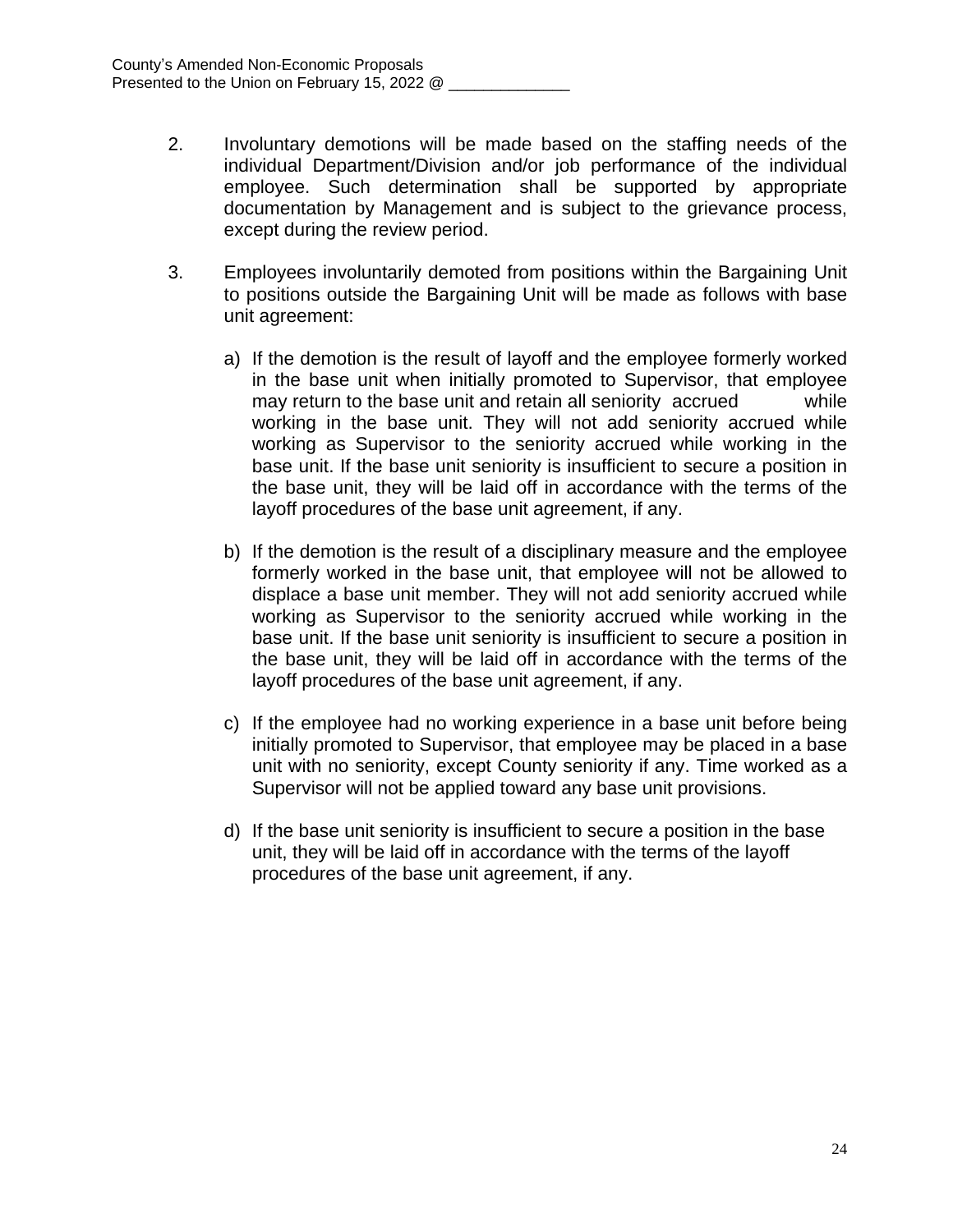2. Involuntary demotions will be made based on the staffing needs of the individual Department/Division and/or job performance of the individual employee. Such determination shall be supported by appropriate documentation by Management and is subject to the grievance process, except during the review period.

3. Employees involuntarily demoted from positions within the Bargaining Unit to positions outside the Bargaining Unit will be made as follows with base unit agreement:

   a) If the demotion is the result of layoff and the employee formerly worked in the base unit when initially promoted to Supervisor, that employee may return to the base unit and retain all seniority accrued while working in the base unit. They will not add seniority accrued while working as Supervisor to the seniority accrued while working in the base unit. If the base unit seniority is insufficient to secure a position in the base unit, they will be laid off in accordance with the terms of the layoff procedures of the base unit agreement, if any.

   b) If the demotion is the result of a disciplinary measure and the employee formerly worked in the base unit, that employee will not be allowed to displace a base unit member. They will not add seniority accrued while working as Supervisor to the seniority accrued while working in the base unit. If the base unit seniority is insufficient to secure a position in the base unit, they will be laid off in accordance with the terms of the layoff procedures of the base unit agreement, if any.

   c) If the employee had no working experience in a base unit before being initially promoted to Supervisor, that employee may be placed in a base unit with no seniority, except County seniority if any. Time worked as a Supervisor will not be applied toward any base unit provisions.

   d) If the base unit seniority is insufficient to secure a position in the base unit, they will be laid off in accordance with the terms of the layoff procedures of the base unit agreement, if any.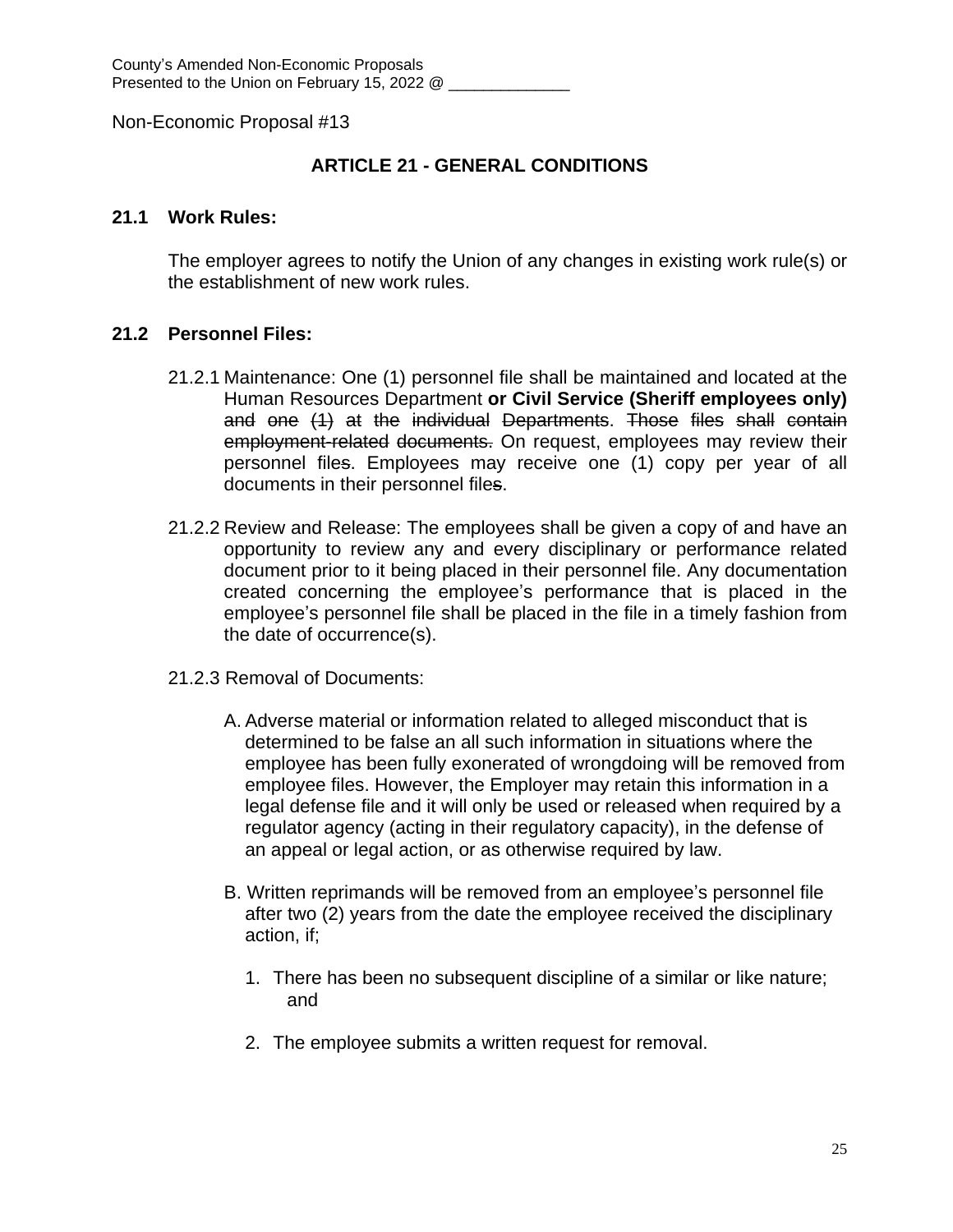County's Amended Non-Economic Proposals
Presented to the Union on February 15, 2022 @ ______________

Non-Economic Proposal #13

## ARTICLE 21 - GENERAL CONDITIONS

### 21.1 Work Rules:

The employer agrees to notify the Union of any changes in existing work rule(s) or the establishment of new work rules.

### 21.2 Personnel Files:

21.2.1 Maintenance: One (1) personnel file shall be maintained and located at the Human Resources Department **or Civil Service (Sheriff employees only)** ~~and one (1) at the individual Departments~~. ~~Those files shall contain employment-related documents.~~ On request, employees may review their personnel file~~s~~. Employees may receive one (1) copy per year of all documents in their personnel file~~s~~.

21.2.2 Review and Release: The employees shall be given a copy of and have an opportunity to review any and every disciplinary or performance related document prior to it being placed in their personnel file. Any documentation created concerning the employee's performance that is placed in the employee's personnel file shall be placed in the file in a timely fashion from the date of occurrence(s).

21.2.3 Removal of Documents:

A. Adverse material or information related to alleged misconduct that is determined to be false an all such information in situations where the employee has been fully exonerated of wrongdoing will be removed from employee files. However, the Employer may retain this information in a legal defense file and it will only be used or released when required by a regulator agency (acting in their regulatory capacity), in the defense of an appeal or legal action, or as otherwise required by law.

B. Written reprimands will be removed from an employee's personnel file after two (2) years from the date the employee received the disciplinary action, if;

1. There has been no subsequent discipline of a similar or like nature; and

2. The employee submits a written request for removal.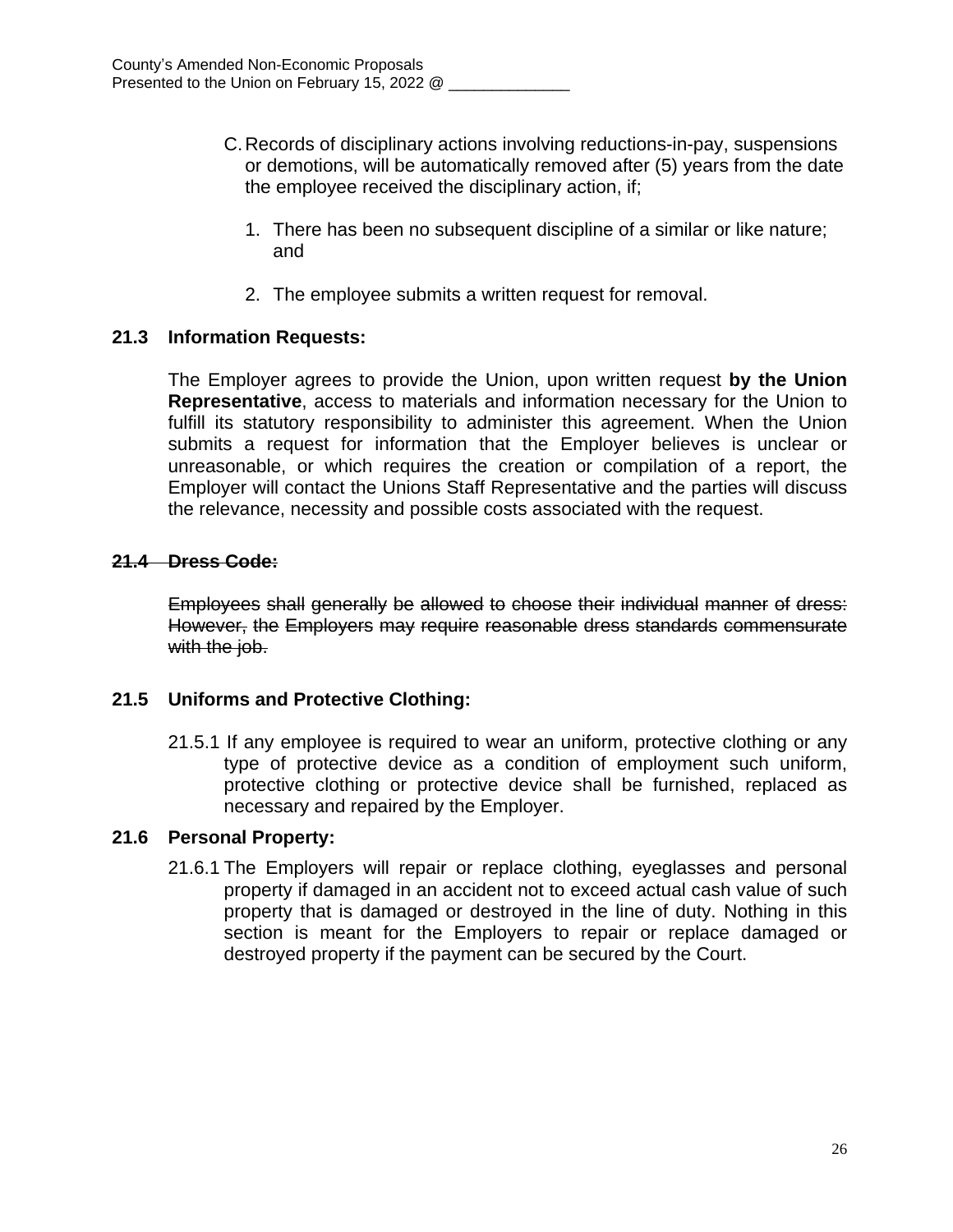C. Records of disciplinary actions involving reductions-in-pay, suspensions or demotions, will be automatically removed after (5) years from the date the employee received the disciplinary action, if;

1. There has been no subsequent discipline of a similar or like nature; and

2. The employee submits a written request for removal.

**21.3 Information Requests:**

The Employer agrees to provide the Union, upon written request **by the Union Representative**, access to materials and information necessary for the Union to fulfill its statutory responsibility to administer this agreement. When the Union submits a request for information that the Employer believes is unclear or unreasonable, or which requires the creation or compilation of a report, the Employer will contact the Unions Staff Representative and the parties will discuss the relevance, necessity and possible costs associated with the request.

~~**21.4 Dress Code:**~~

~~Employees shall generally be allowed to choose their individual manner of dress: However, the Employers may require reasonable dress standards commensurate with the job.~~

**21.5 Uniforms and Protective Clothing:**

21.5.1 If any employee is required to wear an uniform, protective clothing or any type of protective device as a condition of employment such uniform, protective clothing or protective device shall be furnished, replaced as necessary and repaired by the Employer.

**21.6 Personal Property:**

21.6.1 The Employers will repair or replace clothing, eyeglasses and personal property if damaged in an accident not to exceed actual cash value of such property that is damaged or destroyed in the line of duty. Nothing in this section is meant for the Employers to repair or replace damaged or destroyed property if the payment can be secured by the Court.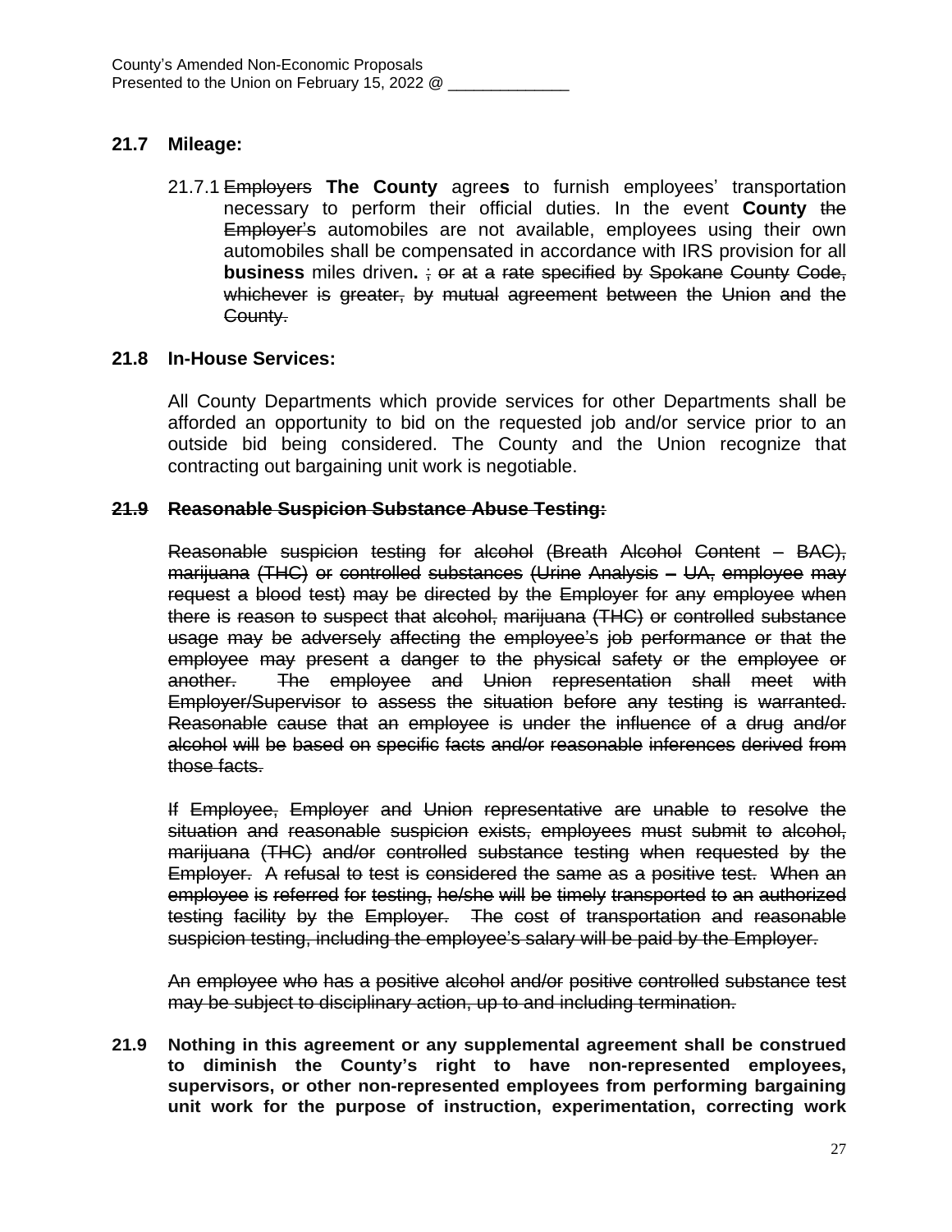County's Amended Non-Economic Proposals
Presented to the Union on February 15, 2022 @ ______________

### 21.7 Mileage:

21.7.1 ~~Employers~~ **The County** agree**s** to furnish employees' transportation necessary to perform their official duties. In the event **County** ~~the Employer's~~ automobiles are not available, employees using their own automobiles shall be compensated in accordance with IRS provision for all **business** miles driven**.** ~~; or at a rate specified by Spokane County Code, whichever is greater, by mutual agreement between the Union and the County.~~

### 21.8 In-House Services:

All County Departments which provide services for other Departments shall be afforded an opportunity to bid on the requested job and/or service prior to an outside bid being considered. The County and the Union recognize that contracting out bargaining unit work is negotiable.

### ~~21.9 Reasonable Suspicion Substance Abuse Testing:~~

~~Reasonable suspicion testing for alcohol (Breath Alcohol Content – BAC), marijuana (THC) or controlled substances (Urine Analysis – UA, employee may request a blood test) may be directed by the Employer for any employee when there is reason to suspect that alcohol, marijuana (THC) or controlled substance usage may be adversely affecting the employee's job performance or that the employee may present a danger to the physical safety or the employee or another. The employee and Union representation shall meet with Employer/Supervisor to assess the situation before any testing is warranted. Reasonable cause that an employee is under the influence of a drug and/or alcohol will be based on specific facts and/or reasonable inferences derived from those facts.~~

~~If Employee, Employer and Union representative are unable to resolve the situation and reasonable suspicion exists, employees must submit to alcohol, marijuana (THC) and/or controlled substance testing when requested by the Employer. A refusal to test is considered the same as a positive test. When an employee is referred for testing, he/she will be timely transported to an authorized testing facility by the Employer. The cost of transportation and reasonable suspicion testing, including the employee's salary will be paid by the Employer.~~

~~An employee who has a positive alcohol and/or positive controlled substance test may be subject to disciplinary action, up to and including termination.~~

**21.9 Nothing in this agreement or any supplemental agreement shall be construed to diminish the County's right to have non-represented employees, supervisors, or other non-represented employees from performing bargaining unit work for the purpose of instruction, experimentation, correcting work**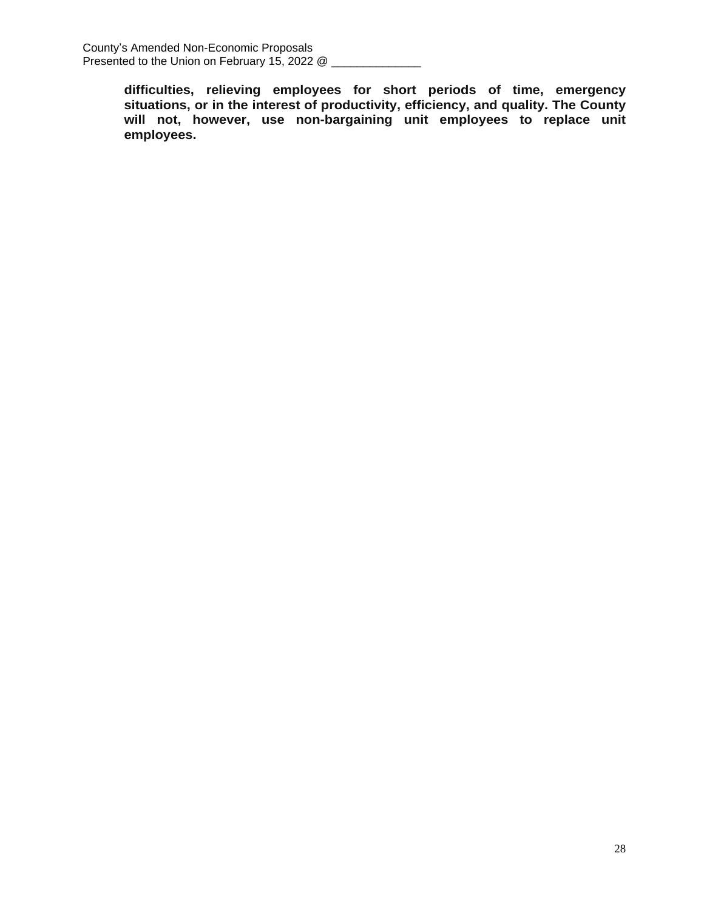**difficulties, relieving employees for short periods of time, emergency situations, or in the interest of productivity, efficiency, and quality. The County will not, however, use non-bargaining unit employees to replace unit employees.**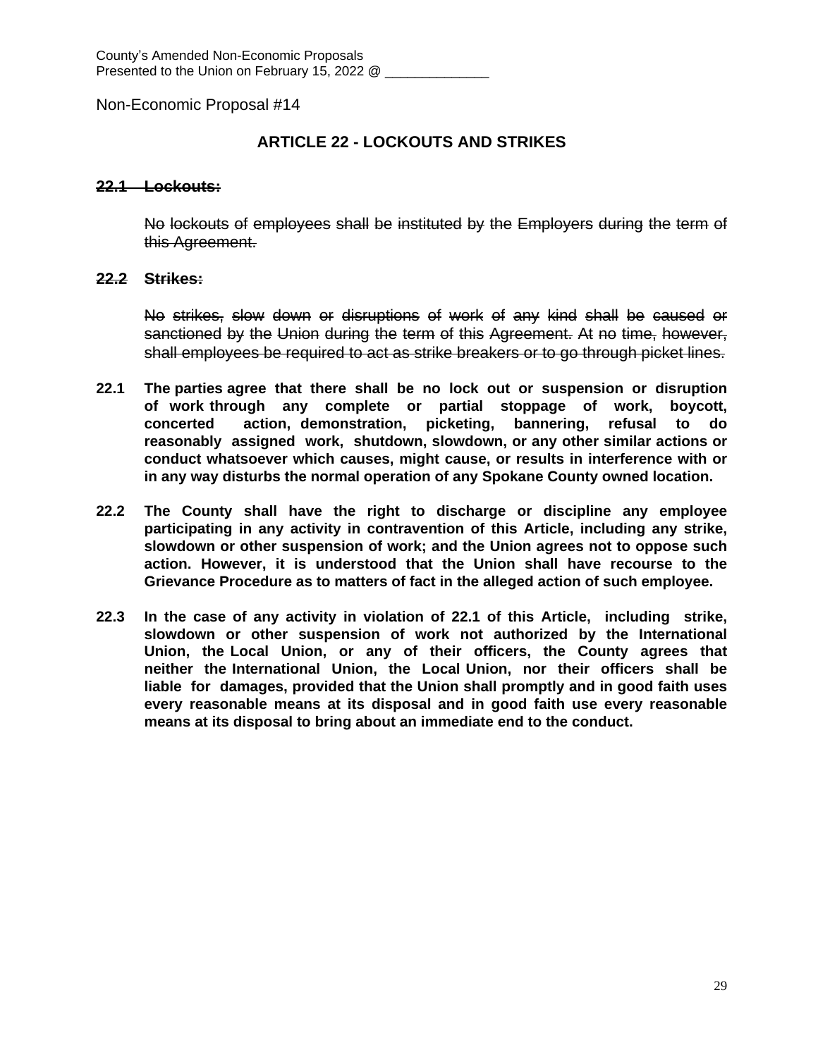County's Amended Non-Economic Proposals
Presented to the Union on February 15, 2022 @ ______________

Non-Economic Proposal #14

## ARTICLE 22 - LOCKOUTS AND STRIKES

~~**22.1 Lockouts:**~~

~~No lockouts of employees shall be instituted by the Employers during the term of this Agreement.~~

~~**22.2 Strikes:**~~

~~No strikes, slow down or disruptions of work of any kind shall be caused or sanctioned by the Union during the term of this Agreement. At no time, however, shall employees be required to act as strike breakers or to go through picket lines.~~

**22.1 The parties agree that there shall be no lock out or suspension or disruption of work through any complete or partial stoppage of work, boycott, concerted action, demonstration, picketing, bannering, refusal to do reasonably assigned work, shutdown, slowdown, or any other similar actions or conduct whatsoever which causes, might cause, or results in interference with or in any way disturbs the normal operation of any Spokane County owned location.**

**22.2 The County shall have the right to discharge or discipline any employee participating in any activity in contravention of this Article, including any strike, slowdown or other suspension of work; and the Union agrees not to oppose such action. However, it is understood that the Union shall have recourse to the Grievance Procedure as to matters of fact in the alleged action of such employee.**

**22.3 In the case of any activity in violation of 22.1 of this Article, including strike, slowdown or other suspension of work not authorized by the International Union, the Local Union, or any of their officers, the County agrees that neither the International Union, the Local Union, nor their officers shall be liable for damages, provided that the Union shall promptly and in good faith uses every reasonable means at its disposal and in good faith use every reasonable means at its disposal to bring about an immediate end to the conduct.**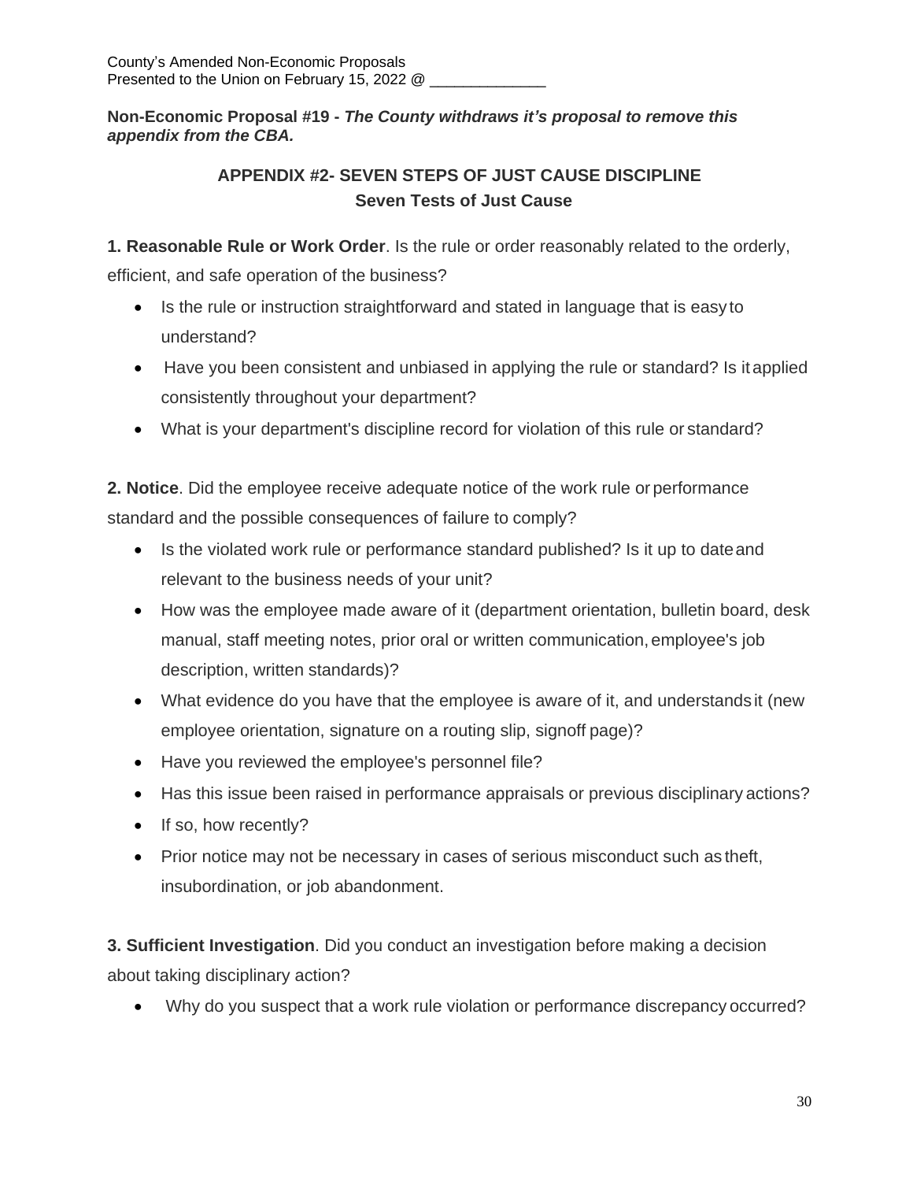County's Amended Non-Economic Proposals
Presented to the Union on February 15, 2022 @ ______________

**Non-Economic Proposal #19 -** ***The County withdraws it's proposal to remove this appendix from the CBA.***

## APPENDIX #2- SEVEN STEPS OF JUST CAUSE DISCIPLINE
## Seven Tests of Just Cause

**1. Reasonable Rule or Work Order**. Is the rule or order reasonably related to the orderly, efficient, and safe operation of the business?

- Is the rule or instruction straightforward and stated in language that is easy to understand?
- Have you been consistent and unbiased in applying the rule or standard? Is it applied consistently throughout your department?
- What is your department's discipline record for violation of this rule or standard?

**2. Notice**. Did the employee receive adequate notice of the work rule or performance standard and the possible consequences of failure to comply?

- Is the violated work rule or performance standard published? Is it up to date and relevant to the business needs of your unit?
- How was the employee made aware of it (department orientation, bulletin board, desk manual, staff meeting notes, prior oral or written communication, employee's job description, written standards)?
- What evidence do you have that the employee is aware of it, and understands it (new employee orientation, signature on a routing slip, signoff page)?
- Have you reviewed the employee's personnel file?
- Has this issue been raised in performance appraisals or previous disciplinary actions?
- If so, how recently?
- Prior notice may not be necessary in cases of serious misconduct such as theft, insubordination, or job abandonment.

**3. Sufficient Investigation**. Did you conduct an investigation before making a decision about taking disciplinary action?

- Why do you suspect that a work rule violation or performance discrepancy occurred?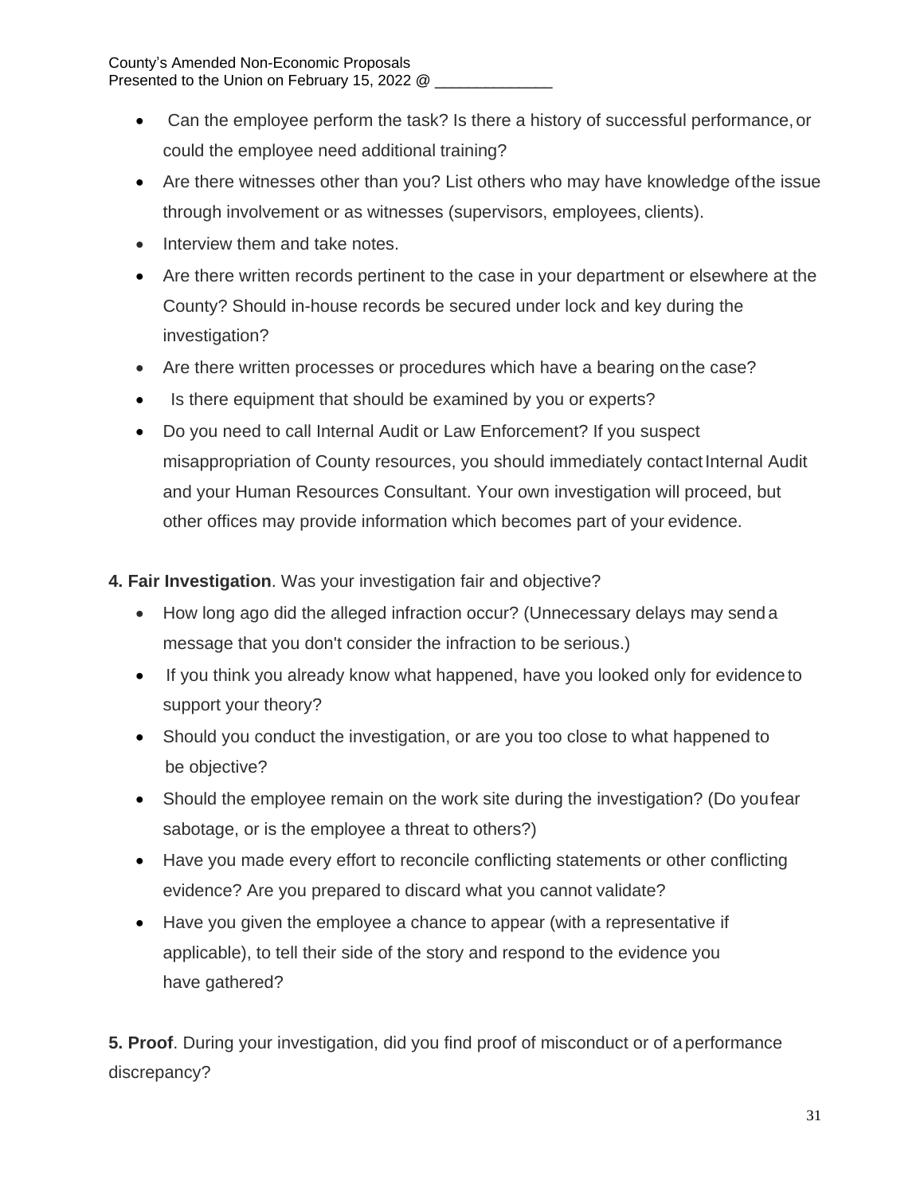- Can the employee perform the task? Is there a history of successful performance, or could the employee need additional training?
- Are there witnesses other than you? List others who may have knowledge of the issue through involvement or as witnesses (supervisors, employees, clients).
- Interview them and take notes.
- Are there written records pertinent to the case in your department or elsewhere at the County? Should in-house records be secured under lock and key during the investigation?
- Are there written processes or procedures which have a bearing on the case?
- Is there equipment that should be examined by you or experts?
- Do you need to call Internal Audit or Law Enforcement? If you suspect misappropriation of County resources, you should immediately contact Internal Audit and your Human Resources Consultant. Your own investigation will proceed, but other offices may provide information which becomes part of your evidence.

**4. Fair Investigation**. Was your investigation fair and objective?

- How long ago did the alleged infraction occur? (Unnecessary delays may send a message that you don't consider the infraction to be serious.)
- If you think you already know what happened, have you looked only for evidence to support your theory?
- Should you conduct the investigation, or are you too close to what happened to be objective?
- Should the employee remain on the work site during the investigation? (Do you fear sabotage, or is the employee a threat to others?)
- Have you made every effort to reconcile conflicting statements or other conflicting evidence? Are you prepared to discard what you cannot validate?
- Have you given the employee a chance to appear (with a representative if applicable), to tell their side of the story and respond to the evidence you have gathered?

**5. Proof**. During your investigation, did you find proof of misconduct or of a performance discrepancy?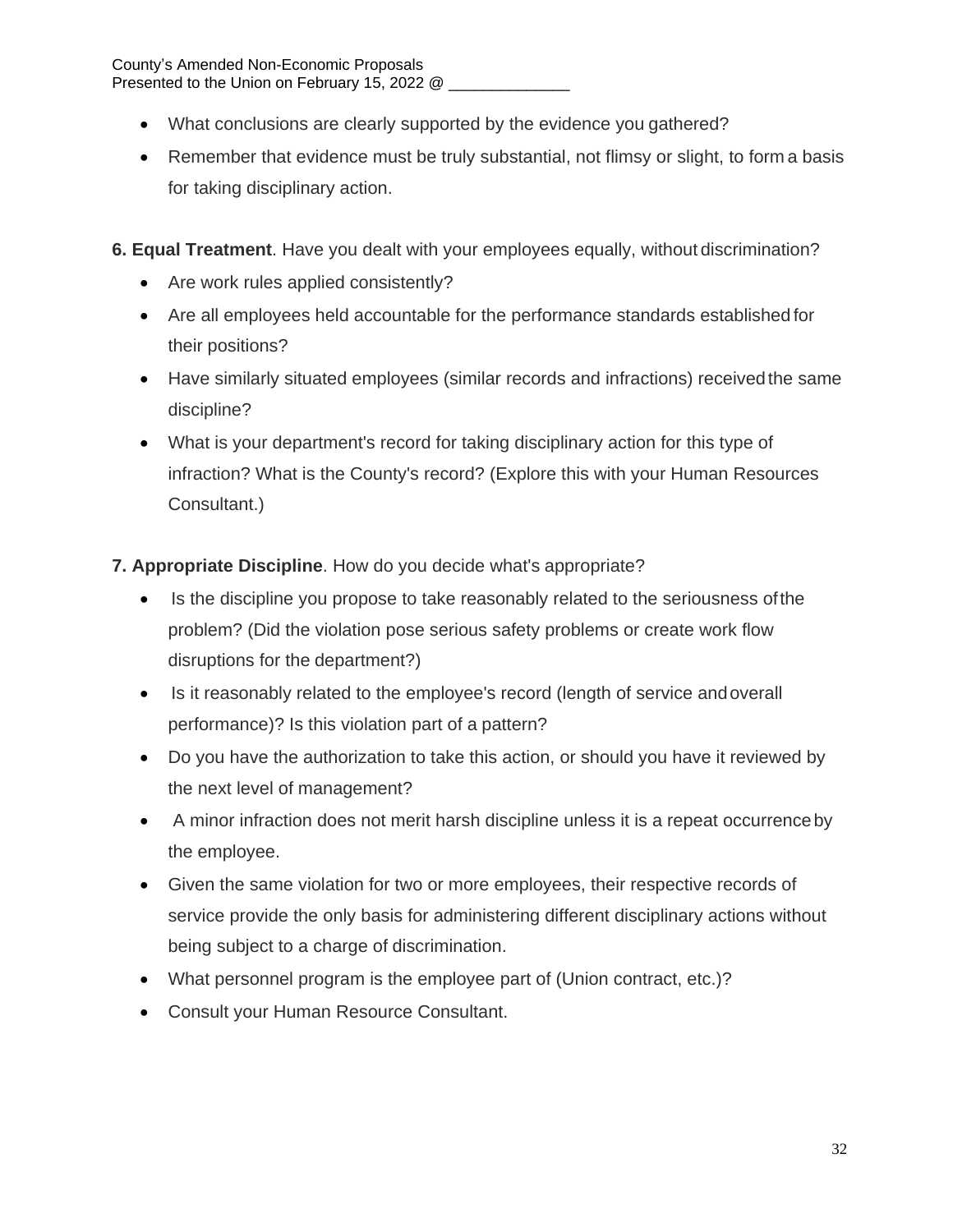- What conclusions are clearly supported by the evidence you gathered?
- Remember that evidence must be truly substantial, not flimsy or slight, to form a basis for taking disciplinary action.

**6. Equal Treatment**. Have you dealt with your employees equally, without discrimination?

- Are work rules applied consistently?
- Are all employees held accountable for the performance standards established for their positions?
- Have similarly situated employees (similar records and infractions) received the same discipline?
- What is your department's record for taking disciplinary action for this type of infraction? What is the County's record? (Explore this with your Human Resources Consultant.)

**7. Appropriate Discipline**. How do you decide what's appropriate?

- Is the discipline you propose to take reasonably related to the seriousness of the problem? (Did the violation pose serious safety problems or create work flow disruptions for the department?)
- Is it reasonably related to the employee's record (length of service and overall performance)? Is this violation part of a pattern?
- Do you have the authorization to take this action, or should you have it reviewed by the next level of management?
- A minor infraction does not merit harsh discipline unless it is a repeat occurrence by the employee.
- Given the same violation for two or more employees, their respective records of service provide the only basis for administering different disciplinary actions without being subject to a charge of discrimination.
- What personnel program is the employee part of (Union contract, etc.)?
- Consult your Human Resource Consultant.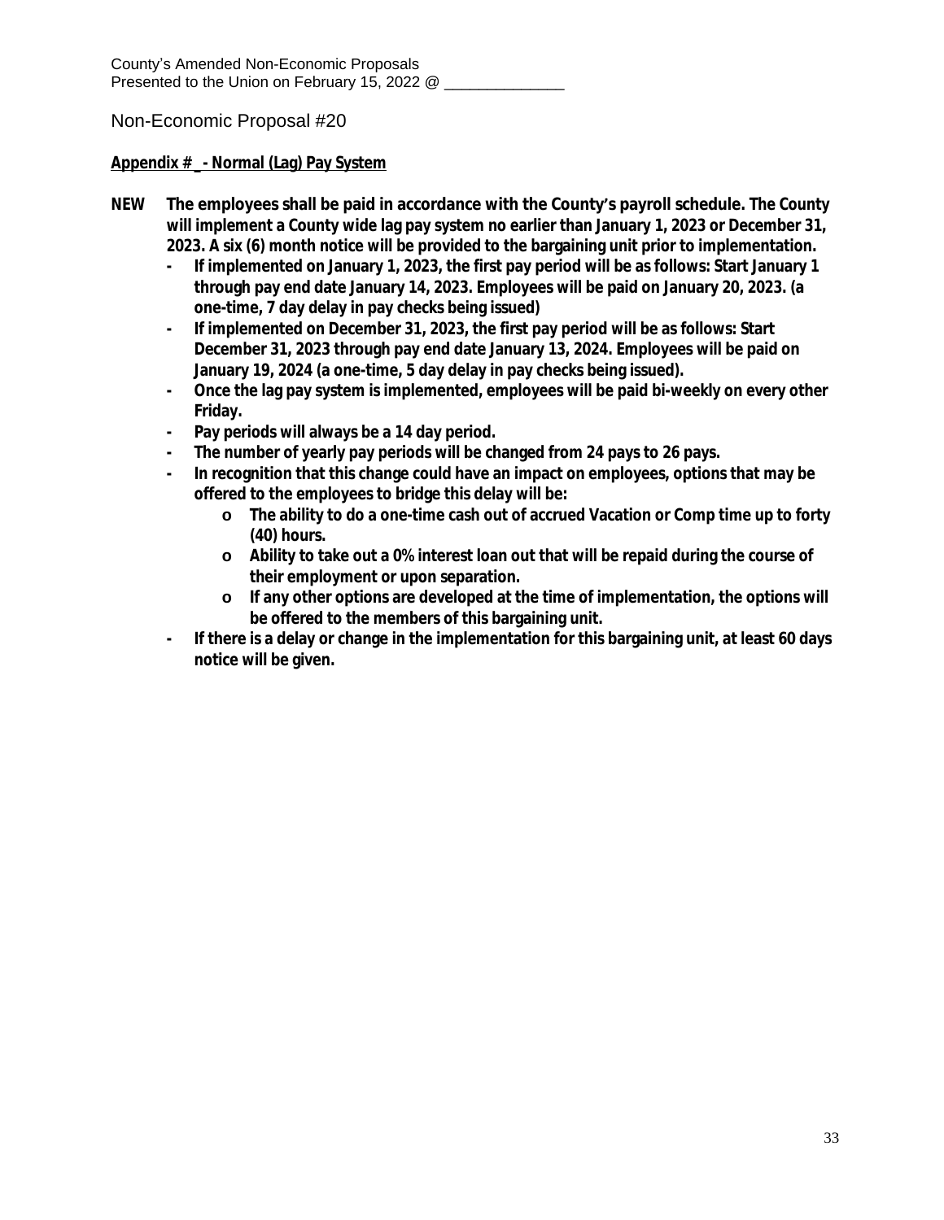County's Amended Non-Economic Proposals
Presented to the Union on February 15, 2022 @ ______________

Non-Economic Proposal #20

**Appendix # _ - Normal (Lag) Pay System**

**NEW** **The employees shall be paid in accordance with the County's payroll schedule. The County will implement a County wide lag pay system no earlier than January 1, 2023 or December 31, 2023. A six (6) month notice will be provided to the bargaining unit prior to implementation.**

- **If implemented on January 1, 2023, the first pay period will be as follows: Start January 1 through pay end date January 14, 2023. Employees will be paid on January 20, 2023. (a one-time, 7 day delay in pay checks being issued)**
- **If implemented on December 31, 2023, the first pay period will be as follows: Start December 31, 2023 through pay end date January 13, 2024. Employees will be paid on January 19, 2024 (a one-time, 5 day delay in pay checks being issued).**
- **Once the lag pay system is implemented, employees will be paid bi-weekly on every other Friday.**
- **Pay periods will always be a 14 day period.**
- **The number of yearly pay periods will be changed from 24 pays to 26 pays.**
- **In recognition that this change could have an impact on employees, options that may be offered to the employees to bridge this delay will be:**
  - **The ability to do a one-time cash out of accrued Vacation or Comp time up to forty (40) hours.**
  - **Ability to take out a 0% interest loan out that will be repaid during the course of their employment or upon separation.**
  - **If any other options are developed at the time of implementation, the options will be offered to the members of this bargaining unit.**
- **If there is a delay or change in the implementation for this bargaining unit, at least 60 days notice will be given.**